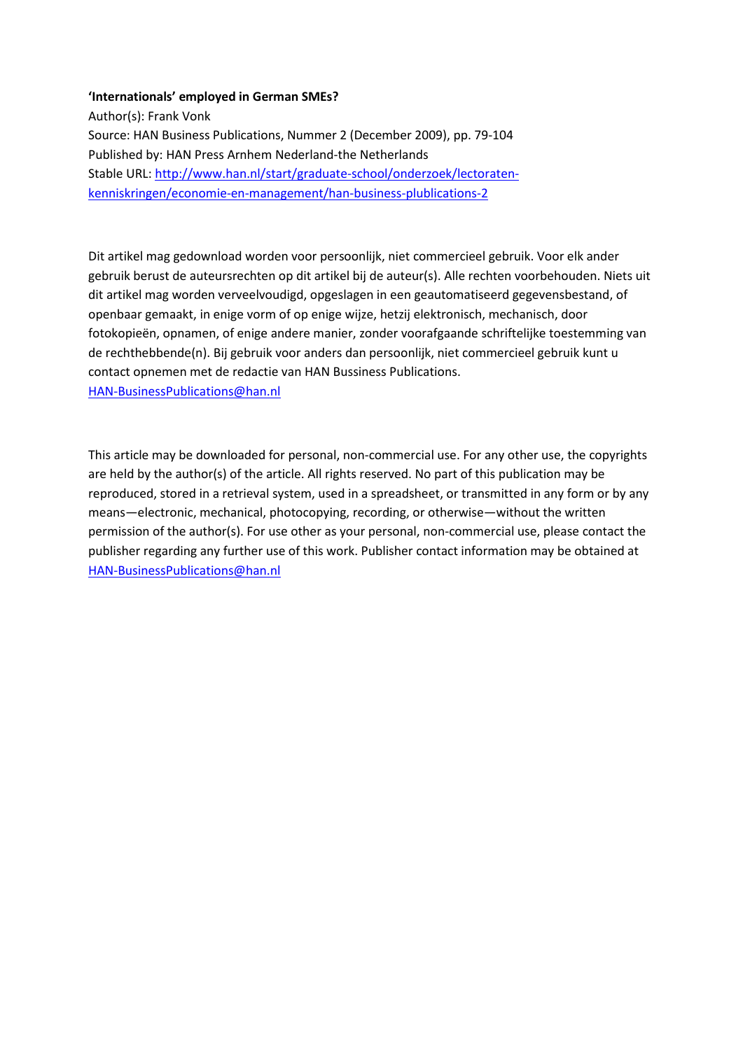**‘Internationals’ employed in German SMEs?**

Author(s): Frank Vonk

Source: HAN Business Publications, Nummer 2 (December 2009), pp. 79-104

Published by: HAN Press Arnhem Nederland-the Netherlands

Stable URL: http://www.han.nl/start/graduate-school/onderzoek/lectoraten-kenniskringen/economie-en-management/han-business-plublications-2

Dit artikel mag gedownload worden voor persoonlijk, niet commercieel gebruik. Voor elk ander gebruik berust de auteursrechten op dit artikel bij de auteur(s). Alle rechten voorbehouden. Niets uit dit artikel mag worden verveelvoudigd, opgeslagen in een geautomatiseerd gegevensbestand, of openbaar gemaakt, in enige vorm of op enige wijze, hetzij elektronisch, mechanisch, door fotokopieën, opnamen, of enige andere manier, zonder voorafgaande schriftelijke toestemming van de rechthebbende(n). Bij gebruik voor anders dan persoonlijk, niet commercieel gebruik kunt u contact opnemen met de redactie van HAN Bussiness Publications. HAN-BusinessPublications@han.nl

This article may be downloaded for personal, non-commercial use. For any other use, the copyrights are held by the author(s) of the article. All rights reserved. No part of this publication may be reproduced, stored in a retrieval system, used in a spreadsheet, or transmitted in any form or by any means—electronic, mechanical, photocopying, recording, or otherwise—without the written permission of the author(s). For use other as your personal, non-commercial use, please contact the publisher regarding any further use of this work. Publisher contact information may be obtained at HAN-BusinessPublications@han.nl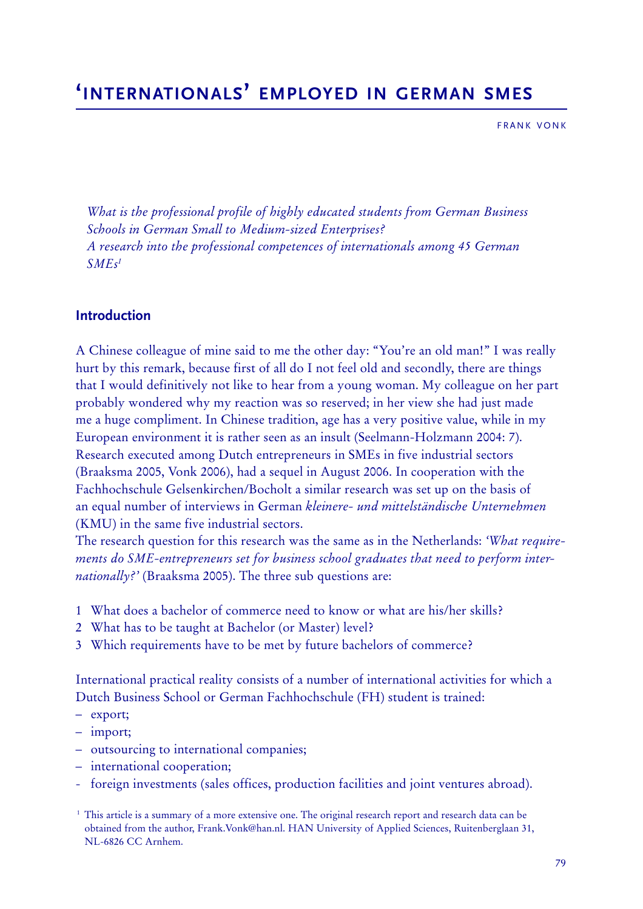# 'INTERNATIONALS' EMPLOYED IN GERMAN SMES

FRANK VONK

*What is the professional profile of highly educated students from German Business Schools in German Small to Medium-sized Enterprises?*
*A research into the professional competences of internationals among 45 German SMEs*[1]

## Introduction

A Chinese colleague of mine said to me the other day: "You're an old man!" I was really hurt by this remark, because first of all do I not feel old and secondly, there are things that I would definitively not like to hear from a young woman. My colleague on her part probably wondered why my reaction was so reserved; in her view she had just made me a huge compliment. In Chinese tradition, age has a very positive value, while in my European environment it is rather seen as an insult (Seelmann-Holzmann 2004: 7).
Research executed among Dutch entrepreneurs in SMEs in five industrial sectors (Braaksma 2005, Vonk 2006), had a sequel in August 2006. In cooperation with the Fachhochschule Gelsenkirchen/Bocholt a similar research was set up on the basis of an equal number of interviews in German *kleinere- und mittelständische Unternehmen* (KMU) in the same five industrial sectors.
The research question for this research was the same as in the Netherlands: *'What requirements do SME-entrepreneurs set for business school graduates that need to perform internationally?'* (Braaksma 2005). The three sub questions are:

1 What does a bachelor of commerce need to know or what are his/her skills?
2 What has to be taught at Bachelor (or Master) level?
3 Which requirements have to be met by future bachelors of commerce?

International practical reality consists of a number of international activities for which a Dutch Business School or German Fachhochschule (FH) student is trained:
- export;
- import;
- outsourcing to international companies;
- international cooperation;
- foreign investments (sales offices, production facilities and joint ventures abroad).

[1] This article is a summary of a more extensive one. The original research report and research data can be obtained from the author, Frank.Vonk@han.nl. HAN University of Applied Sciences, Ruitenberglaan 31, NL-6826 CC Arnhem.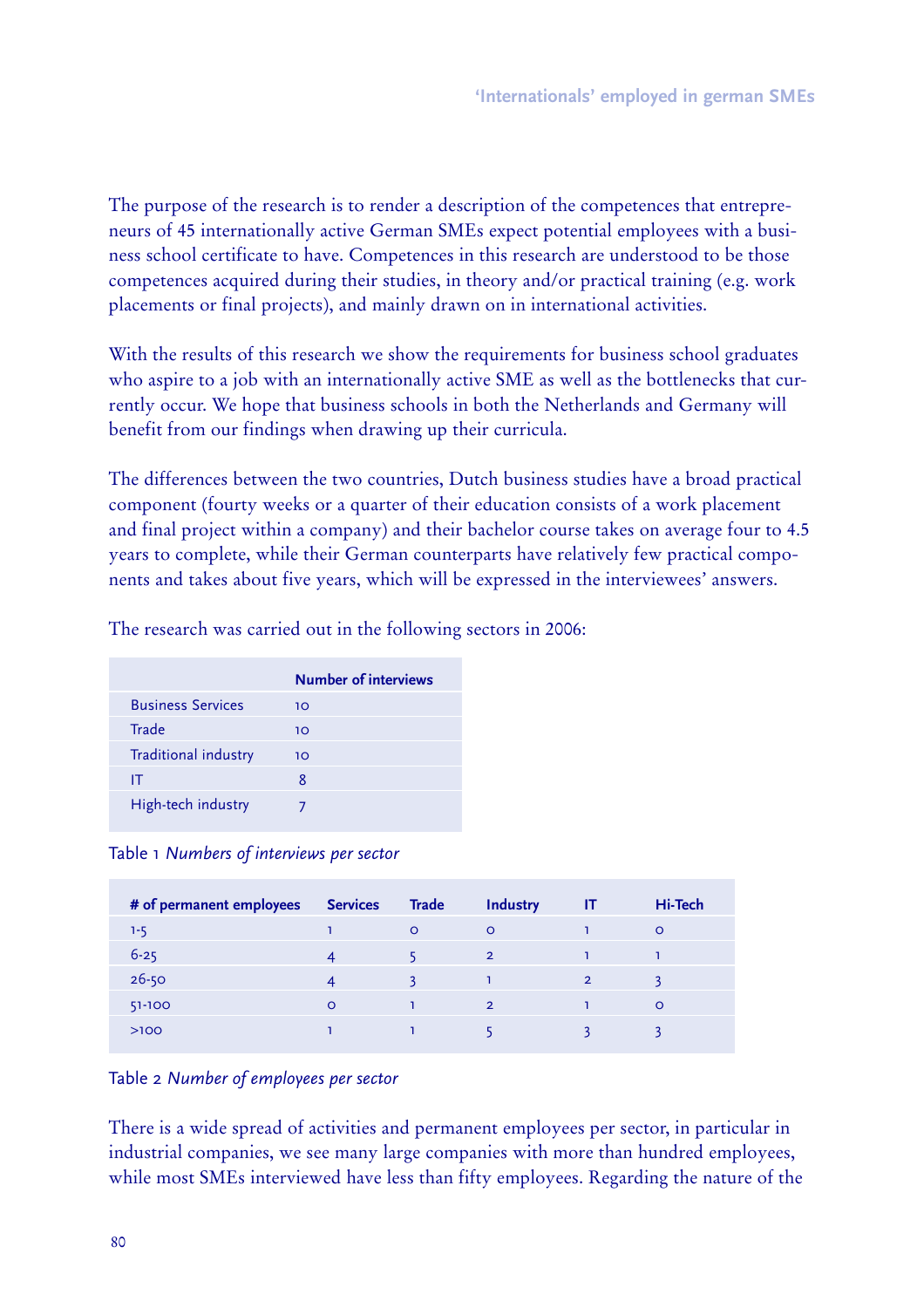The purpose of the research is to render a description of the competences that entrepreneurs of 45 internationally active German SMEs expect potential employees with a business school certificate to have. Competences in this research are understood to be those competences acquired during their studies, in theory and/or practical training (e.g. work placements or final projects), and mainly drawn on in international activities.

With the results of this research we show the requirements for business school graduates who aspire to a job with an internationally active SME as well as the bottlenecks that currently occur. We hope that business schools in both the Netherlands and Germany will benefit from our findings when drawing up their curricula.

The differences between the two countries, Dutch business studies have a broad practical component (fourty weeks or a quarter of their education consists of a work placement and final project within a company) and their bachelor course takes on average four to 4.5 years to complete, while their German counterparts have relatively few practical components and takes about five years, which will be expressed in the interviewees' answers.

The research was carried out in the following sectors in 2006:

| | Number of interviews |
|---|---|
| Business Services | 10 |
| Trade | 10 |
| Traditional industry | 10 |
| IT | 8 |
| High-tech industry | 7 |

Table 1 *Numbers of interviews per sector*

| # of permanent employees | Services | Trade | Industry | IT | Hi-Tech |
|---|---|---|---|---|---|
| 1-5 | 1 | 0 | 0 | 1 | 0 |
| 6-25 | 4 | 5 | 2 | 1 | 1 |
| 26-50 | 4 | 3 | 1 | 2 | 3 |
| 51-100 | 0 | 1 | 2 | 1 | 0 |
| >100 | 1 | 1 | 5 | 3 | 3 |

Table 2 *Number of employees per sector*

There is a wide spread of activities and permanent employees per sector, in particular in industrial companies, we see many large companies with more than hundred employees, while most SMEs interviewed have less than fifty employees. Regarding the nature of the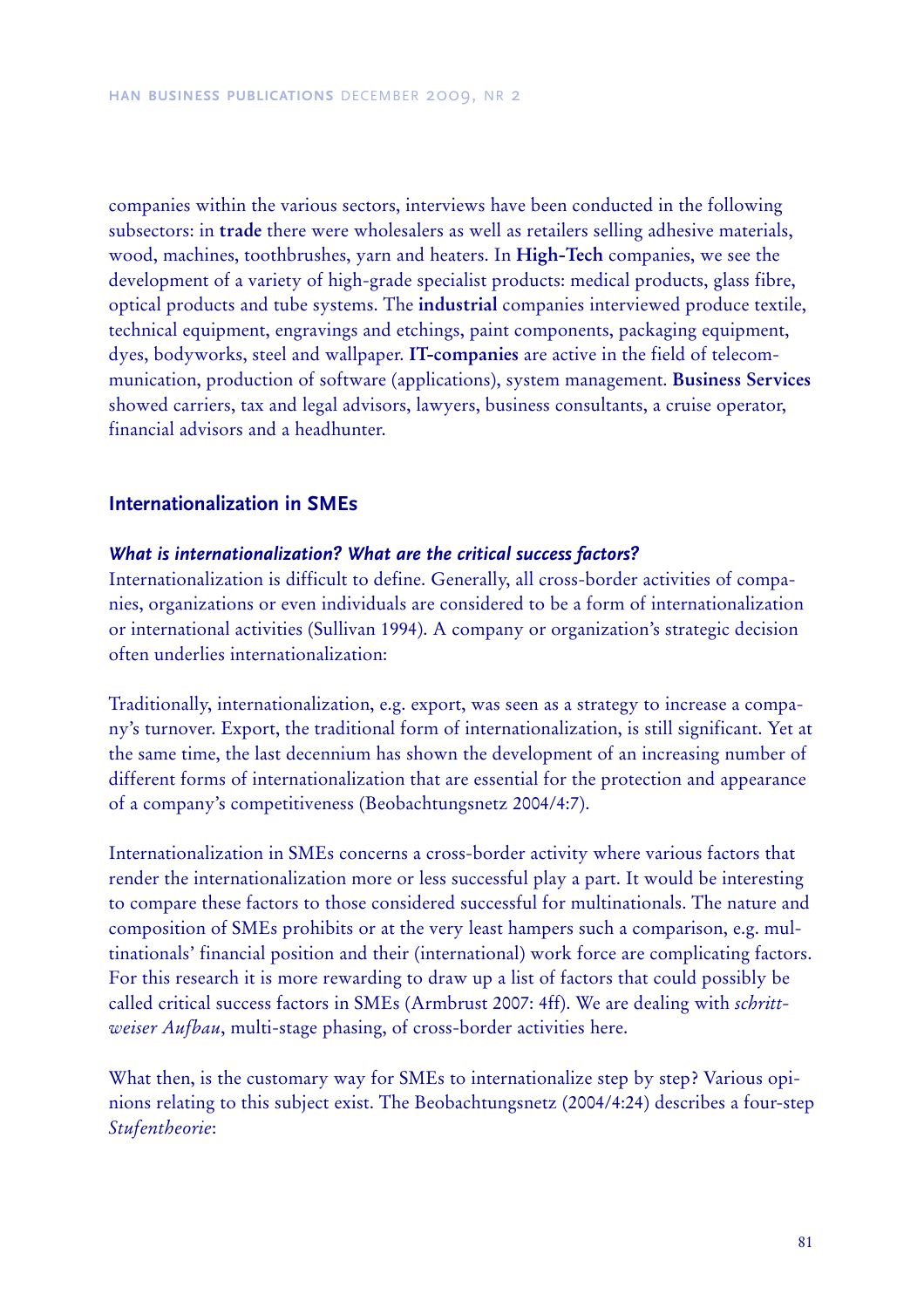companies within the various sectors, interviews have been conducted in the following subsectors: in **trade** there were wholesalers as well as retailers selling adhesive materials, wood, machines, toothbrushes, yarn and heaters. In **High-Tech** companies, we see the development of a variety of high-grade specialist products: medical products, glass fibre, optical products and tube systems. The **industrial** companies interviewed produce textile, technical equipment, engravings and etchings, paint components, packaging equipment, dyes, bodyworks, steel and wallpaper. **IT-companies** are active in the field of telecommunication, production of software (applications), system management. **Business Services** showed carriers, tax and legal advisors, lawyers, business consultants, a cruise operator, financial advisors and a headhunter.

## Internationalization in SMEs

### *What is internationalization? What are the critical success factors?*

Internationalization is difficult to define. Generally, all cross-border activities of companies, organizations or even individuals are considered to be a form of internationalization or international activities (Sullivan 1994). A company or organization's strategic decision often underlies internationalization:

Traditionally, internationalization, e.g. export, was seen as a strategy to increase a company's turnover. Export, the traditional form of internationalization, is still significant. Yet at the same time, the last decennium has shown the development of an increasing number of different forms of internationalization that are essential for the protection and appearance of a company's competitiveness (Beobachtungsnetz 2004/4:7).

Internationalization in SMEs concerns a cross-border activity where various factors that render the internationalization more or less successful play a part. It would be interesting to compare these factors to those considered successful for multinationals. The nature and composition of SMEs prohibits or at the very least hampers such a comparison, e.g. multinationals' financial position and their (international) work force are complicating factors. For this research it is more rewarding to draw up a list of factors that could possibly be called critical success factors in SMEs (Armbrust 2007: 4ff). We are dealing with *schrittweiser Aufbau*, multi-stage phasing, of cross-border activities here.

What then, is the customary way for SMEs to internationalize step by step? Various opinions relating to this subject exist. The Beobachtungsnetz (2004/4:24) describes a four-step *Stufentheorie*: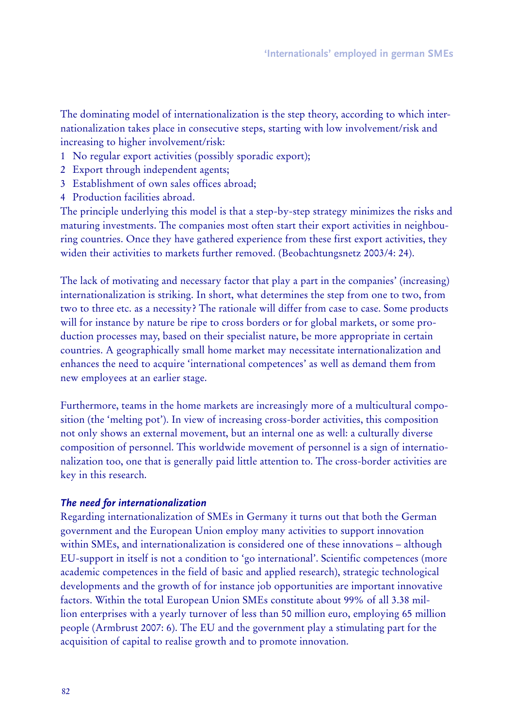The dominating model of internationalization is the step theory, according to which internationalization takes place in consecutive steps, starting with low involvement/risk and increasing to higher involvement/risk:

1 No regular export activities (possibly sporadic export);
2 Export through independent agents;
3 Establishment of own sales offices abroad;
4 Production facilities abroad.

The principle underlying this model is that a step-by-step strategy minimizes the risks and maturing investments. The companies most often start their export activities in neighbouring countries. Once they have gathered experience from these first export activities, they widen their activities to markets further removed. (Beobachtungsnetz 2003/4: 24).

The lack of motivating and necessary factor that play a part in the companies' (increasing) internationalization is striking. In short, what determines the step from one to two, from two to three etc. as a necessity? The rationale will differ from case to case. Some products will for instance by nature be ripe to cross borders or for global markets, or some production processes may, based on their specialist nature, be more appropriate in certain countries. A geographically small home market may necessitate internationalization and enhances the need to acquire 'international competences' as well as demand them from new employees at an earlier stage.

Furthermore, teams in the home markets are increasingly more of a multicultural composition (the 'melting pot'). In view of increasing cross-border activities, this composition not only shows an external movement, but an internal one as well: a culturally diverse composition of personnel. This worldwide movement of personnel is a sign of internationalization too, one that is generally paid little attention to. The cross-border activities are key in this research.

### *The need for internationalization*

Regarding internationalization of SMEs in Germany it turns out that both the German government and the European Union employ many activities to support innovation within SMEs, and internationalization is considered one of these innovations – although EU-support in itself is not a condition to 'go international'. Scientific competences (more academic competences in the field of basic and applied research), strategic technological developments and the growth of for instance job opportunities are important innovative factors. Within the total European Union SMEs constitute about 99% of all 3.38 million enterprises with a yearly turnover of less than 50 million euro, employing 65 million people (Armbrust 2007: 6). The EU and the government play a stimulating part for the acquisition of capital to realise growth and to promote innovation.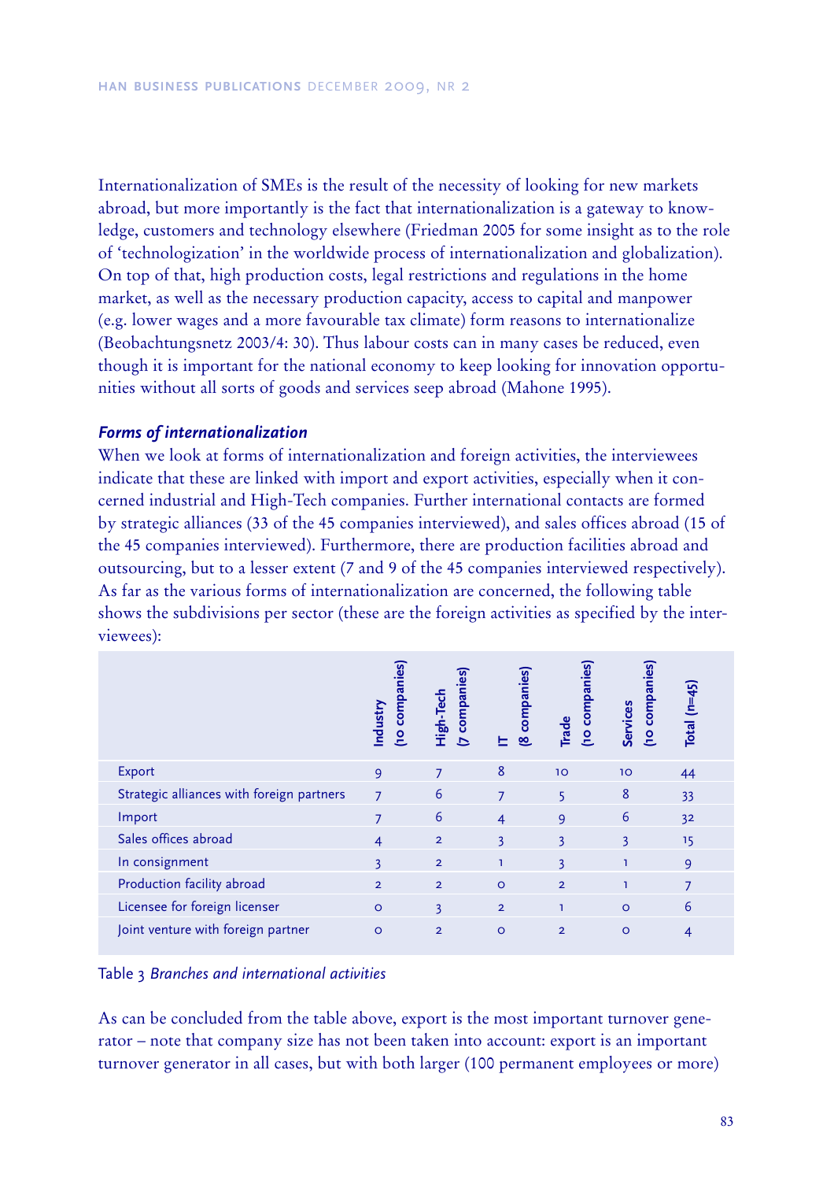Internationalization of SMEs is the result of the necessity of looking for new markets abroad, but more importantly is the fact that internationalization is a gateway to knowledge, customers and technology elsewhere (Friedman 2005 for some insight as to the role of 'technologization' in the worldwide process of internationalization and globalization). On top of that, high production costs, legal restrictions and regulations in the home market, as well as the necessary production capacity, access to capital and manpower (e.g. lower wages and a more favourable tax climate) form reasons to internationalize (Beobachtungsnetz 2003/4: 30). Thus labour costs can in many cases be reduced, even though it is important for the national economy to keep looking for innovation opportunities without all sorts of goods and services seep abroad (Mahone 1995).

### *Forms of internationalization*

When we look at forms of internationalization and foreign activities, the interviewees indicate that these are linked with import and export activities, especially when it concerned industrial and High-Tech companies. Further international contacts are formed by strategic alliances (33 of the 45 companies interviewed), and sales offices abroad (15 of the 45 companies interviewed). Furthermore, there are production facilities abroad and outsourcing, but to a lesser extent (7 and 9 of the 45 companies interviewed respectively). As far as the various forms of internationalization are concerned, the following table shows the subdivisions per sector (these are the foreign activities as specified by the interviewees):

| | Industry (10 companies) | High-Tech (7 companies) | IT (8 companies) | Trade (10 companies) | Services (10 companies) | Total (n=45) |
|---|---|---|---|---|---|---|
| Export | 9 | 7 | 8 | 10 | 10 | 44 |
| Strategic alliances with foreign partners | 7 | 6 | 7 | 5 | 8 | 33 |
| Import | 7 | 6 | 4 | 9 | 6 | 32 |
| Sales offices abroad | 4 | 2 | 3 | 3 | 3 | 15 |
| In consignment | 3 | 2 | 1 | 3 | 1 | 9 |
| Production facility abroad | 2 | 2 | 0 | 2 | 1 | 7 |
| Licensee for foreign licenser | 0 | 3 | 2 | 1 | 0 | 6 |
| Joint venture with foreign partner | 0 | 2 | 0 | 2 | 0 | 4 |

Table 3 *Branches and international activities*

As can be concluded from the table above, export is the most important turnover generator – note that company size has not been taken into account: export is an important turnover generator in all cases, but with both larger (100 permanent employees or more)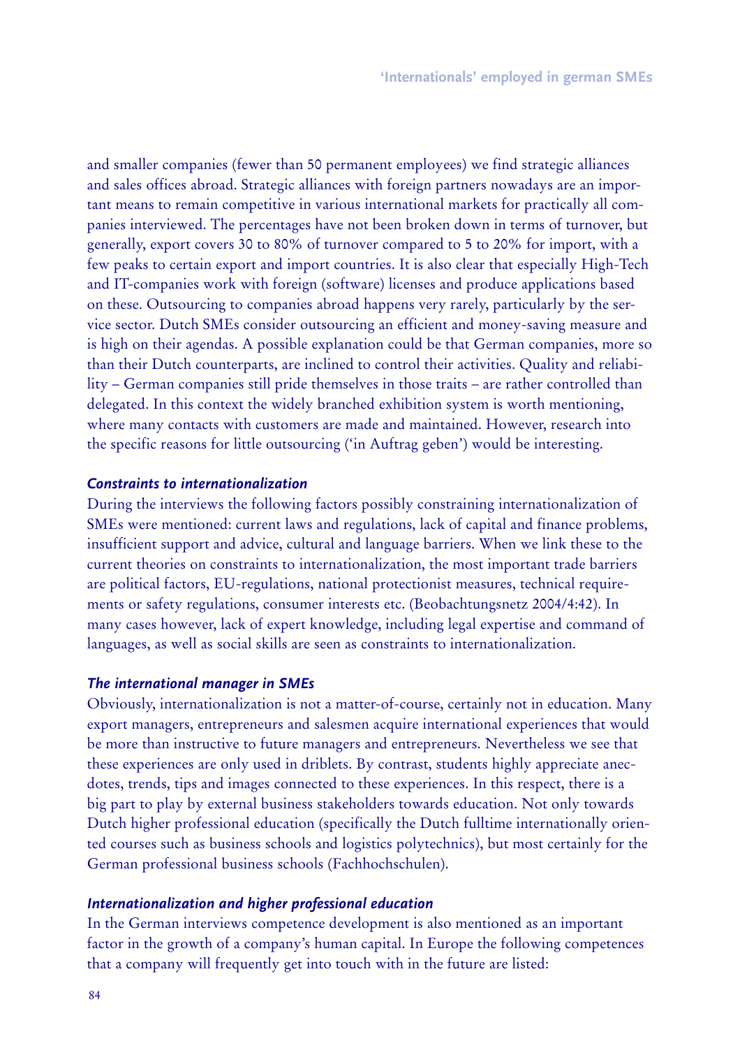and smaller companies (fewer than 50 permanent employees) we find strategic alliances and sales offices abroad. Strategic alliances with foreign partners nowadays are an important means to remain competitive in various international markets for practically all companies interviewed. The percentages have not been broken down in terms of turnover, but generally, export covers 30 to 80% of turnover compared to 5 to 20% for import, with a few peaks to certain export and import countries. It is also clear that especially High-Tech and IT-companies work with foreign (software) licenses and produce applications based on these. Outsourcing to companies abroad happens very rarely, particularly by the service sector. Dutch SMEs consider outsourcing an efficient and money-saving measure and is high on their agendas. A possible explanation could be that German companies, more so than their Dutch counterparts, are inclined to control their activities. Quality and reliability – German companies still pride themselves in those traits – are rather controlled than delegated. In this context the widely branched exhibition system is worth mentioning, where many contacts with customers are made and maintained. However, research into the specific reasons for little outsourcing ('in Auftrag geben') would be interesting.

### *Constraints to internationalization*

During the interviews the following factors possibly constraining internationalization of SMEs were mentioned: current laws and regulations, lack of capital and finance problems, insufficient support and advice, cultural and language barriers. When we link these to the current theories on constraints to internationalization, the most important trade barriers are political factors, EU-regulations, national protectionist measures, technical requirements or safety regulations, consumer interests etc. (Beobachtungsnetz 2004/4:42). In many cases however, lack of expert knowledge, including legal expertise and command of languages, as well as social skills are seen as constraints to internationalization.

### *The international manager in SMEs*

Obviously, internationalization is not a matter-of-course, certainly not in education. Many export managers, entrepreneurs and salesmen acquire international experiences that would be more than instructive to future managers and entrepreneurs. Nevertheless we see that these experiences are only used in driblets. By contrast, students highly appreciate anecdotes, trends, tips and images connected to these experiences. In this respect, there is a big part to play by external business stakeholders towards education. Not only towards Dutch higher professional education (specifically the Dutch fulltime internationally oriented courses such as business schools and logistics polytechnics), but most certainly for the German professional business schools (Fachhochschulen).

### *Internationalization and higher professional education*

In the German interviews competence development is also mentioned as an important factor in the growth of a company's human capital. In Europe the following competences that a company will frequently get into touch with in the future are listed: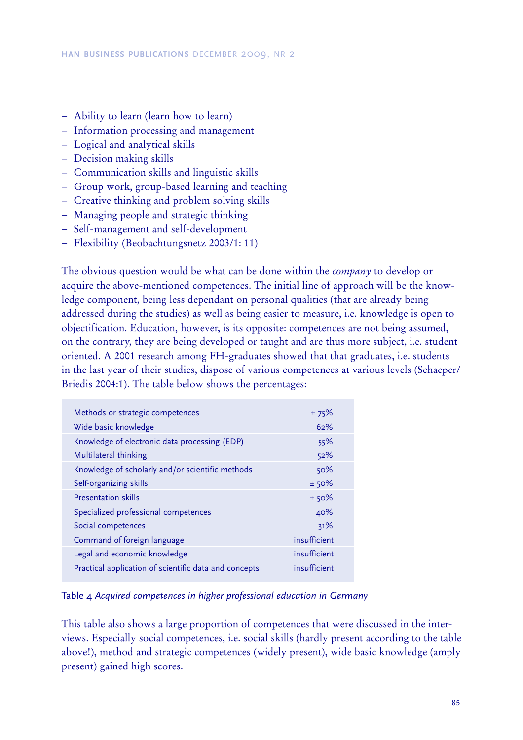- Ability to learn (learn how to learn)
- Information processing and management
- Logical and analytical skills
- Decision making skills
- Communication skills and linguistic skills
- Group work, group-based learning and teaching
- Creative thinking and problem solving skills
- Managing people and strategic thinking
- Self-management and self-development
- Flexibility (Beobachtungsnetz 2003/1: 11)

The obvious question would be what can be done within the *company* to develop or acquire the above-mentioned competences. The initial line of approach will be the knowledge component, being less dependant on personal qualities (that are already being addressed during the studies) as well as being easier to measure, i.e. knowledge is open to objectification. Education, however, is its opposite: competences are not being assumed, on the contrary, they are being developed or taught and are thus more subject, i.e. student oriented. A 2001 research among FH-graduates showed that that graduates, i.e. students in the last year of their studies, dispose of various competences at various levels (Schaeper/Briedis 2004:1). The table below shows the percentages:

| | |
|---|---|
| Methods or strategic competences | ± 75% |
| Wide basic knowledge | 62% |
| Knowledge of electronic data processing (EDP) | 55% |
| Multilateral thinking | 52% |
| Knowledge of scholarly and/or scientific methods | 50% |
| Self-organizing skills | ± 50% |
| Presentation skills | ± 50% |
| Specialized professional competences | 40% |
| Social competences | 31% |
| Command of foreign language | insufficient |
| Legal and economic knowledge | insufficient |
| Practical application of scientific data and concepts | insufficient |

Table 4 *Acquired competences in higher professional education in Germany*

This table also shows a large proportion of competences that were discussed in the interviews. Especially social competences, i.e. social skills (hardly present according to the table above!), method and strategic competences (widely present), wide basic knowledge (amply present) gained high scores.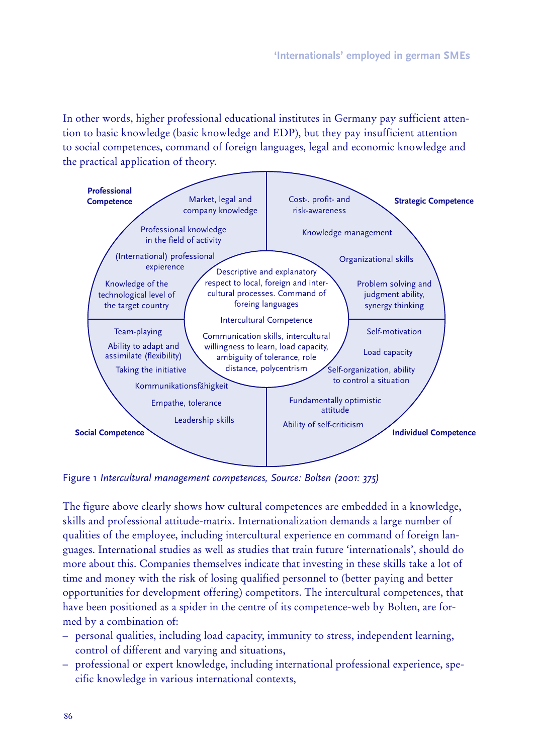In other words, higher professional educational institutes in Germany pay sufficient attention to basic knowledge (basic knowledge and EDP), but they pay insufficient attention to social competences, command of foreign languages, legal and economic knowledge and the practical application of theory.

**Professional Competence**

Market, legal and company knowledge

Professional knowledge in the field of activity

(International) professional expierence

Knowledge of the technological level of the target country

**Strategic Competence**

Cost-. profit- and risk-awareness

Knowledge management

Organizational skills

Problem solving and judgment ability, synergy thinking

**Intercultural Competence**

Descriptive and explanatory respect to local, foreign and inter-cultural processes. Command of foreing languages

Communication skills, intercultural willingness to learn, load capacity, ambiguity of tolerance, role distance, polycentrism

**Social Competence**

Team-playing

Ability to adapt and assimilate (flexibility)

Taking the initiative

Kommunikationsfähigkeit

Empathe, tolerance

Leadership skills

**Individuel Competence**

Self-motivation

Load capacity

Self-organization, ability to control a situation

Fundamentally optimistic attitude

Ability of self-criticism

Figure 1 *Intercultural management competences, Source: Bolten (2001: 375)*

The figure above clearly shows how cultural competences are embedded in a knowledge, skills and professional attitude-matrix. Internationalization demands a large number of qualities of the employee, including intercultural experience en command of foreign languages. International studies as well as studies that train future 'internationals', should do more about this. Companies themselves indicate that investing in these skills take a lot of time and money with the risk of losing qualified personnel to (better paying and better opportunities for development offering) competitors. The intercultural competences, that have been positioned as a spider in the centre of its competence-web by Bolten, are formed by a combination of:

- personal qualities, including load capacity, immunity to stress, independent learning, control of different and varying and situations,
- professional or expert knowledge, including international professional experience, specific knowledge in various international contexts,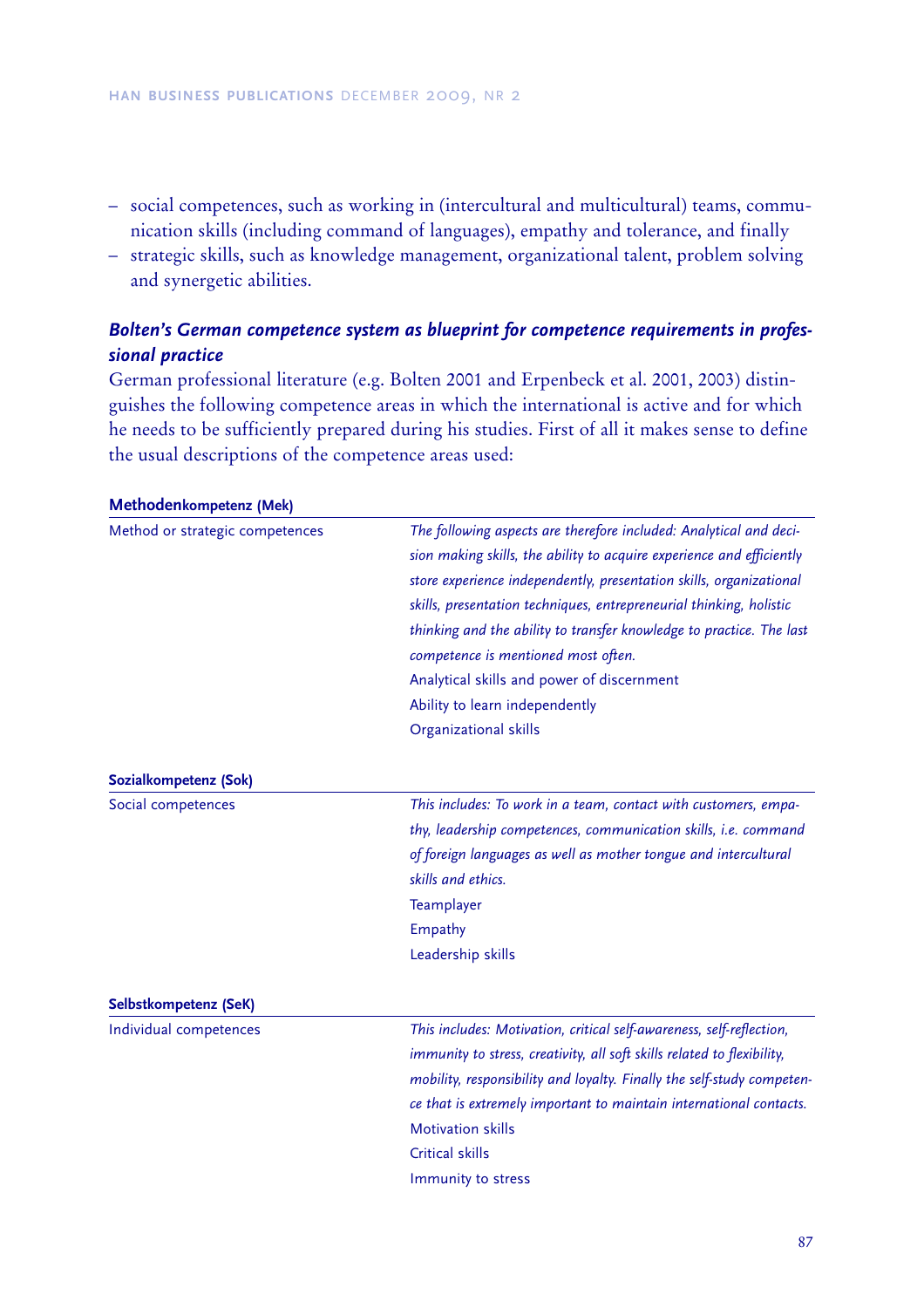– social competences, such as working in (intercultural and multicultural) teams, communication skills (including command of languages), empathy and tolerance, and finally
– strategic skills, such as knowledge management, organizational talent, problem solving and synergetic abilities.

### *Bolten's German competence system as blueprint for competence requirements in professional practice*

German professional literature (e.g. Bolten 2001 and Erpenbeck et al. 2001, 2003) distinguishes the following competence areas in which the international is active and for which he needs to be sufficiently prepared during his studies. First of all it makes sense to define the usual descriptions of the competence areas used:

**Methodenkompetenz (Mek)**

| | |
|---|---|
| Method or strategic competences | *The following aspects are therefore included: Analytical and decision making skills, the ability to acquire experience and efficiently store experience independently, presentation skills, organizational skills, presentation techniques, entrepreneurial thinking, holistic thinking and the ability to transfer knowledge to practice. The last competence is mentioned most often.*<br>Analytical skills and power of discernment<br>Ability to learn independently<br>Organizational skills |

**Sozialkompetenz (Sok)**

| | |
|---|---|
| Social competences | *This includes: To work in a team, contact with customers, empathy, leadership competences, communication skills, i.e. command of foreign languages as well as mother tongue and intercultural skills and ethics.*<br>Teamplayer<br>Empathy<br>Leadership skills |

**Selbstkompetenz (SeK)**

| | |
|---|---|
| Individual competences | *This includes: Motivation, critical self-awareness, self-reflection, immunity to stress, creativity, all soft skills related to flexibility, mobility, responsibility and loyalty. Finally the self-study competence that is extremely important to maintain international contacts.*<br>Motivation skills<br>Critical skills<br>Immunity to stress |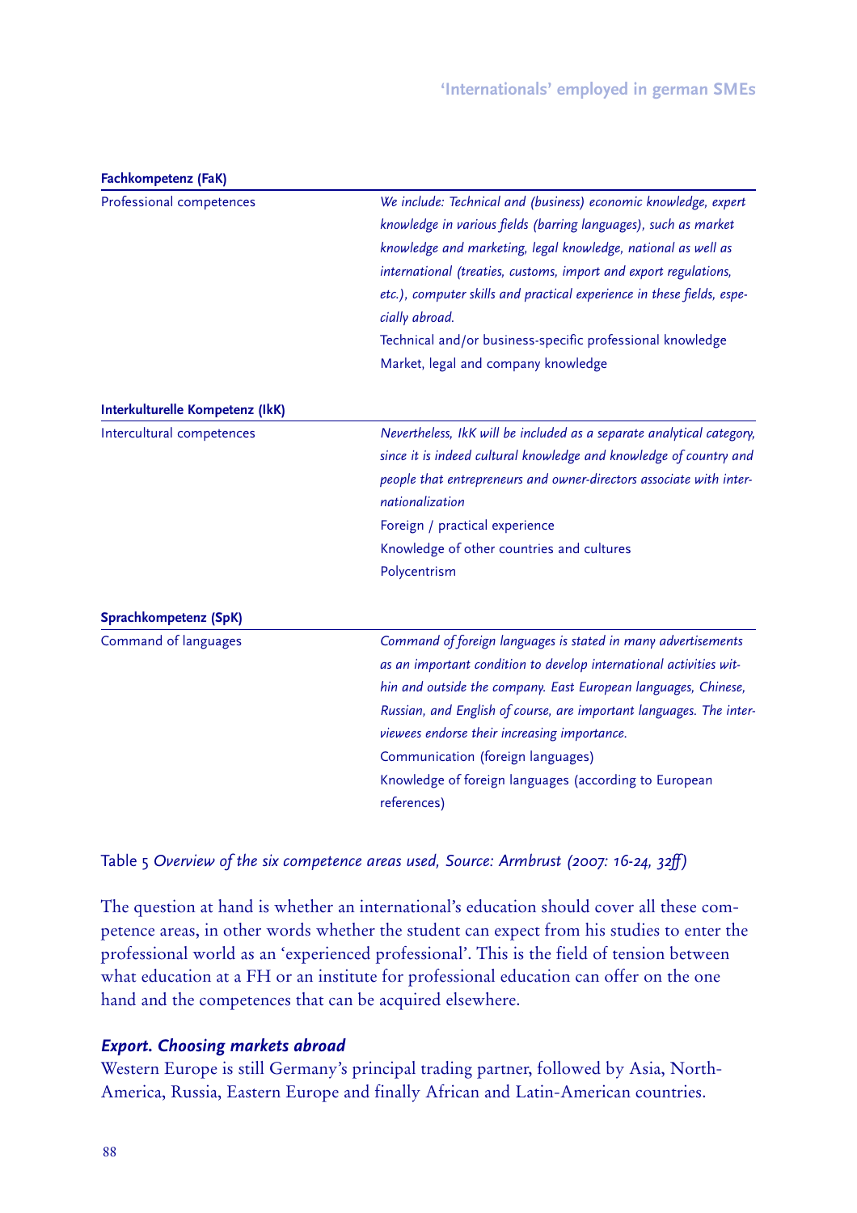| Fachkompetenz (FaK) | |
|---|---|
| Professional competences | *We include: Technical and (business) economic knowledge, expert knowledge in various fields (barring languages), such as market knowledge and marketing, legal knowledge, national as well as international (treaties, customs, import and export regulations, etc.), computer skills and practical experience in these fields, especially abroad.*<br>Technical and/or business-specific professional knowledge<br>Market, legal and company knowledge |
| **Interkulturelle Kompetenz (IkK)** | |
| Intercultural competences | *Nevertheless, IkK will be included as a separate analytical category, since it is indeed cultural knowledge and knowledge of country and people that entrepreneurs and owner-directors associate with internationalization*<br>Foreign / practical experience<br>Knowledge of other countries and cultures<br>Polycentrism |
| **Sprachkompetenz (SpK)** | |
| Command of languages | *Command of foreign languages is stated in many advertisements as an important condition to develop international activities within and outside the company. East European languages, Chinese, Russian, and English of course, are important languages. The interviewees endorse their increasing importance.*<br>Communication (foreign languages)<br>Knowledge of foreign languages (according to European references) |

Table 5 *Overview of the six competence areas used, Source: Armbrust (2007: 16-24, 32ff)*

The question at hand is whether an international's education should cover all these competence areas, in other words whether the student can expect from his studies to enter the professional world as an 'experienced professional'. This is the field of tension between what education at a FH or an institute for professional education can offer on the one hand and the competences that can be acquired elsewhere.

### *Export. Choosing markets abroad*

Western Europe is still Germany's principal trading partner, followed by Asia, North-America, Russia, Eastern Europe and finally African and Latin-American countries.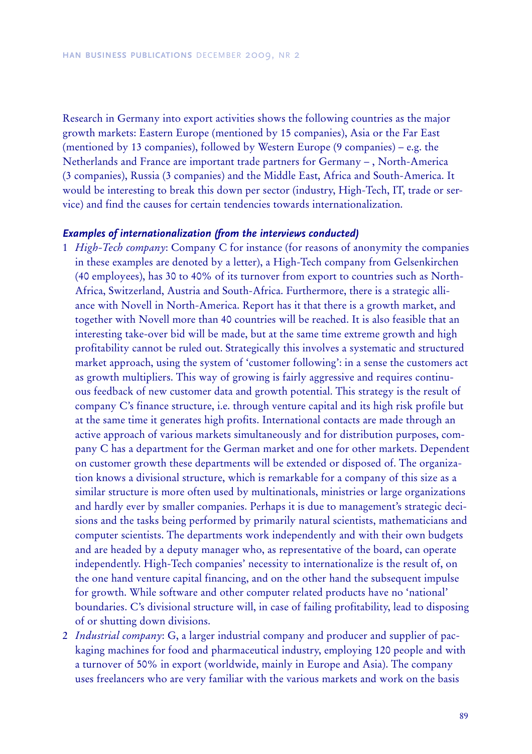Research in Germany into export activities shows the following countries as the major growth markets: Eastern Europe (mentioned by 15 companies), Asia or the Far East (mentioned by 13 companies), followed by Western Europe (9 companies) – e.g. the Netherlands and France are important trade partners for Germany – , North-America (3 companies), Russia (3 companies) and the Middle East, Africa and South-America. It would be interesting to break this down per sector (industry, High-Tech, IT, trade or service) and find the causes for certain tendencies towards internationalization.

***Examples of internationalization (from the interviews conducted)***

1. *High-Tech company*: Company C for instance (for reasons of anonymity the companies in these examples are denoted by a letter), a High-Tech company from Gelsenkirchen (40 employees), has 30 to 40% of its turnover from export to countries such as North-Africa, Switzerland, Austria and South-Africa. Furthermore, there is a strategic alliance with Novell in North-America. Report has it that there is a growth market, and together with Novell more than 40 countries will be reached. It is also feasible that an interesting take-over bid will be made, but at the same time extreme growth and high profitability cannot be ruled out. Strategically this involves a systematic and structured market approach, using the system of 'customer following': in a sense the customers act as growth multipliers. This way of growing is fairly aggressive and requires continuous feedback of new customer data and growth potential. This strategy is the result of company C's finance structure, i.e. through venture capital and its high risk profile but at the same time it generates high profits. International contacts are made through an active approach of various markets simultaneously and for distribution purposes, company C has a department for the German market and one for other markets. Dependent on customer growth these departments will be extended or disposed of. The organization knows a divisional structure, which is remarkable for a company of this size as a similar structure is more often used by multinationals, ministries or large organizations and hardly ever by smaller companies. Perhaps it is due to management's strategic decisions and the tasks being performed by primarily natural scientists, mathematicians and computer scientists. The departments work independently and with their own budgets and are headed by a deputy manager who, as representative of the board, can operate independently. High-Tech companies' necessity to internationalize is the result of, on the one hand venture capital financing, and on the other hand the subsequent impulse for growth. While software and other computer related products have no 'national' boundaries. C's divisional structure will, in case of failing profitability, lead to disposing of or shutting down divisions.
2. *Industrial company*: G, a larger industrial company and producer and supplier of packaging machines for food and pharmaceutical industry, employing 120 people and with a turnover of 50% in export (worldwide, mainly in Europe and Asia). The company uses freelancers who are very familiar with the various markets and work on the basis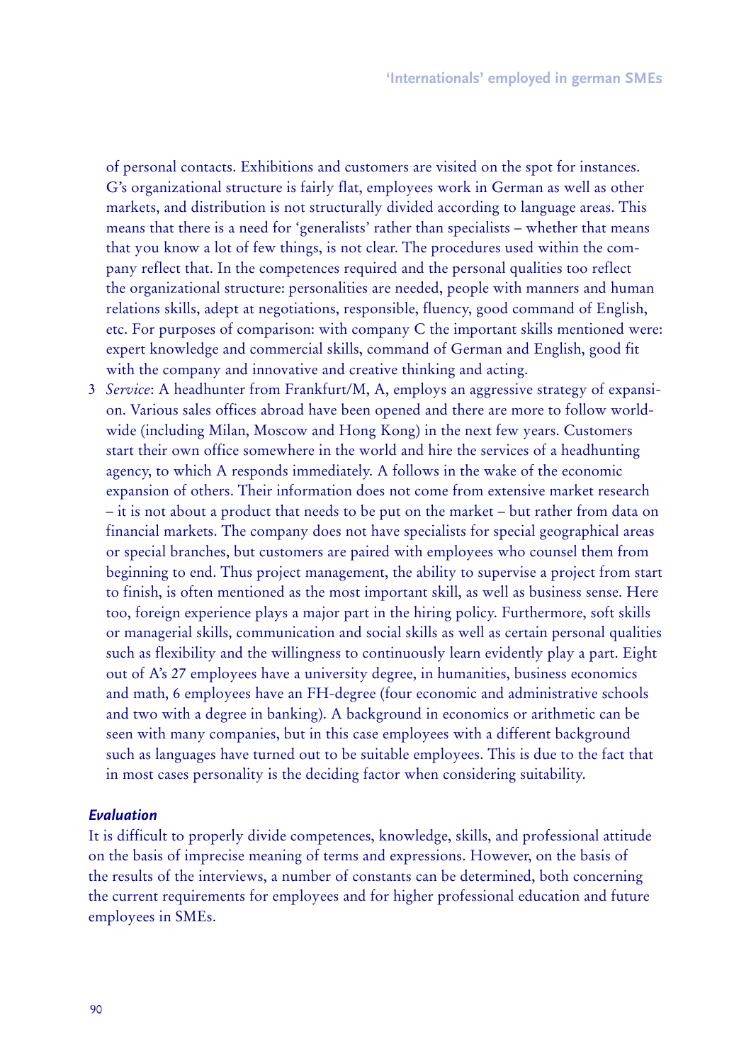of personal contacts. Exhibitions and customers are visited on the spot for instances. G's organizational structure is fairly flat, employees work in German as well as other markets, and distribution is not structurally divided according to language areas. This means that there is a need for 'generalists' rather than specialists – whether that means that you know a lot of few things, is not clear. The procedures used within the company reflect that. In the competences required and the personal qualities too reflect the organizational structure: personalities are needed, people with manners and human relations skills, adept at negotiations, responsible, fluency, good command of English, etc. For purposes of comparison: with company C the important skills mentioned were: expert knowledge and commercial skills, command of German and English, good fit with the company and innovative and creative thinking and acting.

3 *Service*: A headhunter from Frankfurt/M, A, employs an aggressive strategy of expansion. Various sales offices abroad have been opened and there are more to follow worldwide (including Milan, Moscow and Hong Kong) in the next few years. Customers start their own office somewhere in the world and hire the services of a headhunting agency, to which A responds immediately. A follows in the wake of the economic expansion of others. Their information does not come from extensive market research – it is not about a product that needs to be put on the market – but rather from data on financial markets. The company does not have specialists for special geographical areas or special branches, but customers are paired with employees who counsel them from beginning to end. Thus project management, the ability to supervise a project from start to finish, is often mentioned as the most important skill, as well as business sense. Here too, foreign experience plays a major part in the hiring policy. Furthermore, soft skills or managerial skills, communication and social skills as well as certain personal qualities such as flexibility and the willingness to continuously learn evidently play a part. Eight out of A's 27 employees have a university degree, in humanities, business economics and math, 6 employees have an FH-degree (four economic and administrative schools and two with a degree in banking). A background in economics or arithmetic can be seen with many companies, but in this case employees with a different background such as languages have turned out to be suitable employees. This is due to the fact that in most cases personality is the deciding factor when considering suitability.

### *Evaluation*

It is difficult to properly divide competences, knowledge, skills, and professional attitude on the basis of imprecise meaning of terms and expressions. However, on the basis of the results of the interviews, a number of constants can be determined, both concerning the current requirements for employees and for higher professional education and future employees in SMEs.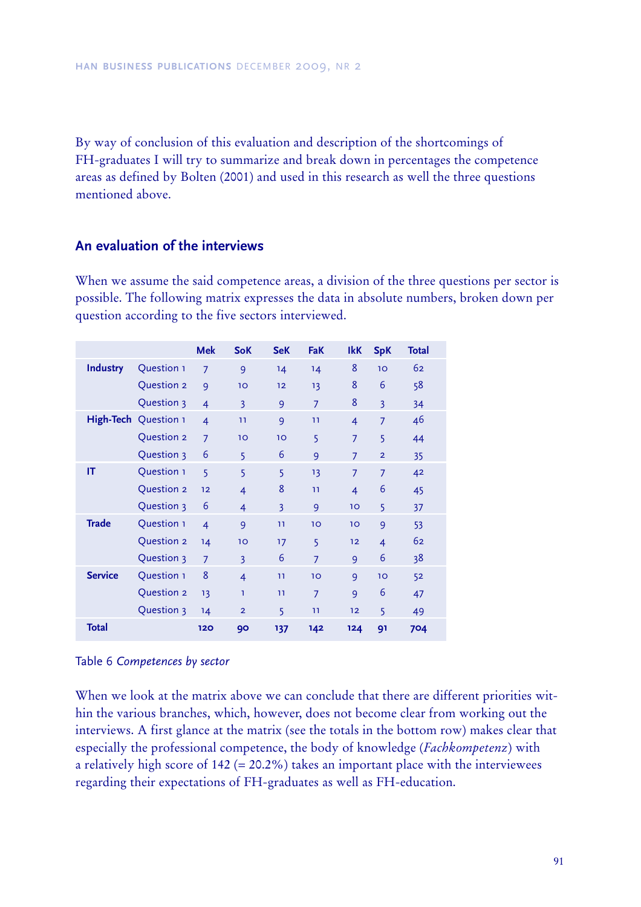By way of conclusion of this evaluation and description of the shortcomings of FH-graduates I will try to summarize and break down in percentages the competence areas as defined by Bolten (2001) and used in this research as well the three questions mentioned above.

## An evaluation of the interviews

When we assume the said competence areas, a division of the three questions per sector is possible. The following matrix expresses the data in absolute numbers, broken down per question according to the five sectors interviewed.

| | | Mek | SoK | SeK | FaK | IkK | SpK | Total |
|---|---|---|---|---|---|---|---|---|
| **Industry** | Question 1 | 7 | 9 | 14 | 14 | 8 | 10 | 62 |
| | Question 2 | 9 | 10 | 12 | 13 | 8 | 6 | 58 |
| | Question 3 | 4 | 3 | 9 | 7 | 8 | 3 | 34 |
| **High-Tech** | Question 1 | 4 | 11 | 9 | 11 | 4 | 7 | 46 |
| | Question 2 | 7 | 10 | 10 | 5 | 7 | 5 | 44 |
| | Question 3 | 6 | 5 | 6 | 9 | 7 | 2 | 35 |
| **IT** | Question 1 | 5 | 5 | 5 | 13 | 7 | 7 | 42 |
| | Question 2 | 12 | 4 | 8 | 11 | 4 | 6 | 45 |
| | Question 3 | 6 | 4 | 3 | 9 | 10 | 5 | 37 |
| **Trade** | Question 1 | 4 | 9 | 11 | 10 | 10 | 9 | 53 |
| | Question 2 | 14 | 10 | 17 | 5 | 12 | 4 | 62 |
| | Question 3 | 7 | 3 | 6 | 7 | 9 | 6 | 38 |
| **Service** | Question 1 | 8 | 4 | 11 | 10 | 9 | 10 | 52 |
| | Question 2 | 13 | 1 | 11 | 7 | 9 | 6 | 47 |
| | Question 3 | 14 | 2 | 5 | 11 | 12 | 5 | 49 |
| **Total** | | 120 | 90 | 137 | 142 | 124 | 91 | 704 |

Table 6 *Competences by sector*

When we look at the matrix above we can conclude that there are different priorities within the various branches, which, however, does not become clear from working out the interviews. A first glance at the matrix (see the totals in the bottom row) makes clear that especially the professional competence, the body of knowledge (*Fachkompetenz*) with a relatively high score of 142 (= 20.2%) takes an important place with the interviewees regarding their expectations of FH-graduates as well as FH-education.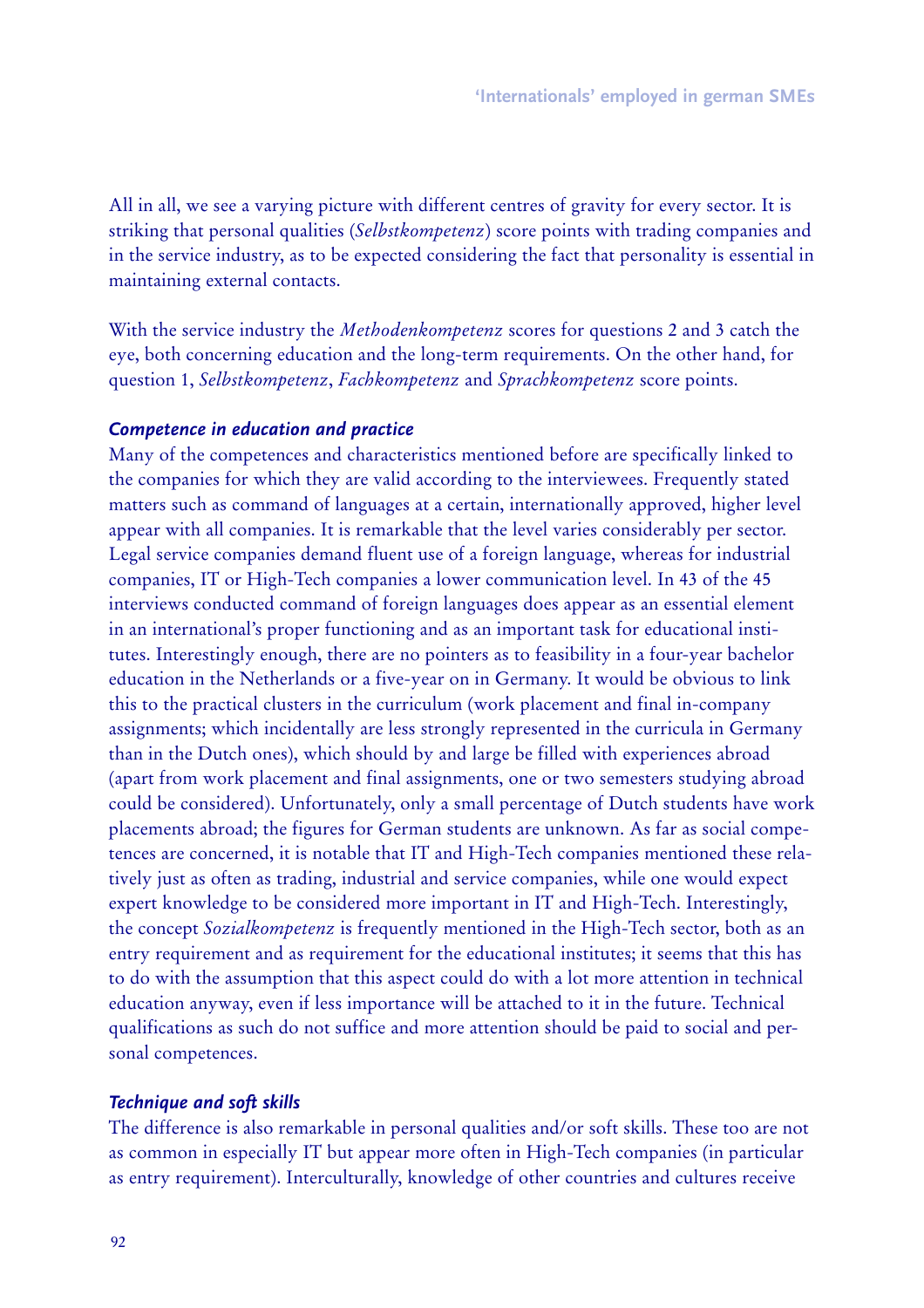All in all, we see a varying picture with different centres of gravity for every sector. It is striking that personal qualities (*Selbstkompetenz*) score points with trading companies and in the service industry, as to be expected considering the fact that personality is essential in maintaining external contacts.

With the service industry the *Methodenkompetenz* scores for questions 2 and 3 catch the eye, both concerning education and the long-term requirements. On the other hand, for question 1, *Selbstkompetenz*, *Fachkompetenz* and *Sprachkompetenz* score points.

### *Competence in education and practice*

Many of the competences and characteristics mentioned before are specifically linked to the companies for which they are valid according to the interviewees. Frequently stated matters such as command of languages at a certain, internationally approved, higher level appear with all companies. It is remarkable that the level varies considerably per sector. Legal service companies demand fluent use of a foreign language, whereas for industrial companies, IT or High-Tech companies a lower communication level. In 43 of the 45 interviews conducted command of foreign languages does appear as an essential element in an international's proper functioning and as an important task for educational institutes. Interestingly enough, there are no pointers as to feasibility in a four-year bachelor education in the Netherlands or a five-year on in Germany. It would be obvious to link this to the practical clusters in the curriculum (work placement and final in-company assignments; which incidentally are less strongly represented in the curricula in Germany than in the Dutch ones), which should by and large be filled with experiences abroad (apart from work placement and final assignments, one or two semesters studying abroad could be considered). Unfortunately, only a small percentage of Dutch students have work placements abroad; the figures for German students are unknown. As far as social competences are concerned, it is notable that IT and High-Tech companies mentioned these relatively just as often as trading, industrial and service companies, while one would expect expert knowledge to be considered more important in IT and High-Tech. Interestingly, the concept *Sozialkompetenz* is frequently mentioned in the High-Tech sector, both as an entry requirement and as requirement for the educational institutes; it seems that this has to do with the assumption that this aspect could do with a lot more attention in technical education anyway, even if less importance will be attached to it in the future. Technical qualifications as such do not suffice and more attention should be paid to social and personal competences.

### *Technique and soft skills*

The difference is also remarkable in personal qualities and/or soft skills. These too are not as common in especially IT but appear more often in High-Tech companies (in particular as entry requirement). Interculturally, knowledge of other countries and cultures receive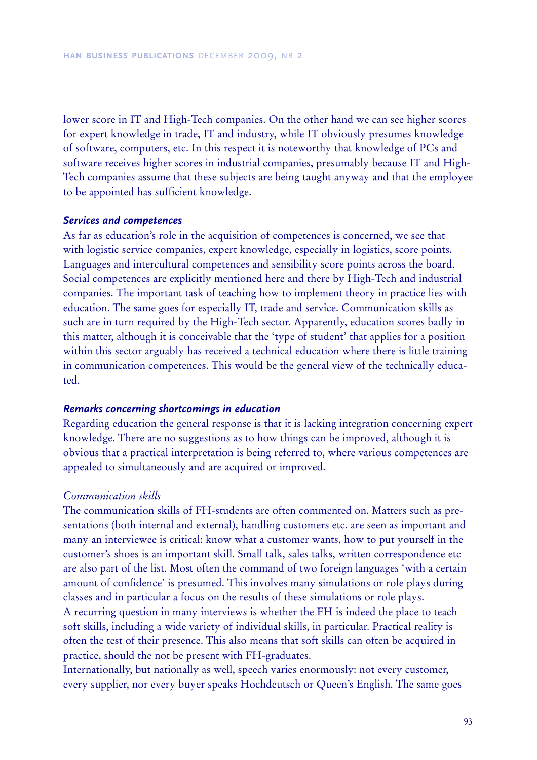lower score in IT and High-Tech companies. On the other hand we can see higher scores for expert knowledge in trade, IT and industry, while IT obviously presumes knowledge of software, computers, etc. In this respect it is noteworthy that knowledge of PCs and software receives higher scores in industrial companies, presumably because IT and High-Tech companies assume that these subjects are being taught anyway and that the employee to be appointed has sufficient knowledge.

### *Services and competences*

As far as education's role in the acquisition of competences is concerned, we see that with logistic service companies, expert knowledge, especially in logistics, score points. Languages and intercultural competences and sensibility score points across the board. Social competences are explicitly mentioned here and there by High-Tech and industrial companies. The important task of teaching how to implement theory in practice lies with education. The same goes for especially IT, trade and service. Communication skills as such are in turn required by the High-Tech sector. Apparently, education scores badly in this matter, although it is conceivable that the 'type of student' that applies for a position within this sector arguably has received a technical education where there is little training in communication competences. This would be the general view of the technically educated.

### *Remarks concerning shortcomings in education*

Regarding education the general response is that it is lacking integration concerning expert knowledge. There are no suggestions as to how things can be improved, although it is obvious that a practical interpretation is being referred to, where various competences are appealed to simultaneously and are acquired or improved.

#### *Communication skills*

The communication skills of FH-students are often commented on. Matters such as presentations (both internal and external), handling customers etc. are seen as important and many an interviewee is critical: know what a customer wants, how to put yourself in the customer's shoes is an important skill. Small talk, sales talks, written correspondence etc are also part of the list. Most often the command of two foreign languages 'with a certain amount of confidence' is presumed. This involves many simulations or role plays during classes and in particular a focus on the results of these simulations or role plays.
A recurring question in many interviews is whether the FH is indeed the place to teach soft skills, including a wide variety of individual skills, in particular. Practical reality is often the test of their presence. This also means that soft skills can often be acquired in practice, should the not be present with FH-graduates.
Internationally, but nationally as well, speech varies enormously: not every customer, every supplier, nor every buyer speaks Hochdeutsch or Queen's English. The same goes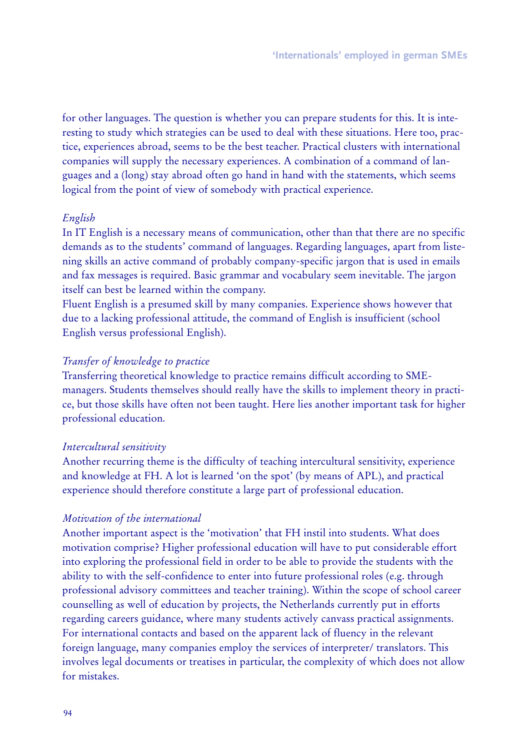for other languages. The question is whether you can prepare students for this. It is interesting to study which strategies can be used to deal with these situations. Here too, practice, experiences abroad, seems to be the best teacher. Practical clusters with international companies will supply the necessary experiences. A combination of a command of languages and a (long) stay abroad often go hand in hand with the statements, which seems logical from the point of view of somebody with practical experience.

*English*

In IT English is a necessary means of communication, other than that there are no specific demands as to the students' command of languages. Regarding languages, apart from listening skills an active command of probably company-specific jargon that is used in emails and fax messages is required. Basic grammar and vocabulary seem inevitable. The jargon itself can best be learned within the company.

Fluent English is a presumed skill by many companies. Experience shows however that due to a lacking professional attitude, the command of English is insufficient (school English versus professional English).

*Transfer of knowledge to practice*

Transferring theoretical knowledge to practice remains difficult according to SME-managers. Students themselves should really have the skills to implement theory in practice, but those skills have often not been taught. Here lies another important task for higher professional education.

*Intercultural sensitivity*

Another recurring theme is the difficulty of teaching intercultural sensitivity, experience and knowledge at FH. A lot is learned 'on the spot' (by means of APL), and practical experience should therefore constitute a large part of professional education.

*Motivation of the international*

Another important aspect is the 'motivation' that FH instil into students. What does motivation comprise? Higher professional education will have to put considerable effort into exploring the professional field in order to be able to provide the students with the ability to with the self-confidence to enter into future professional roles (e.g. through professional advisory committees and teacher training). Within the scope of school career counselling as well of education by projects, the Netherlands currently put in efforts regarding careers guidance, where many students actively canvass practical assignments. For international contacts and based on the apparent lack of fluency in the relevant foreign language, many companies employ the services of interpreter/ translators. This involves legal documents or treatises in particular, the complexity of which does not allow for mistakes.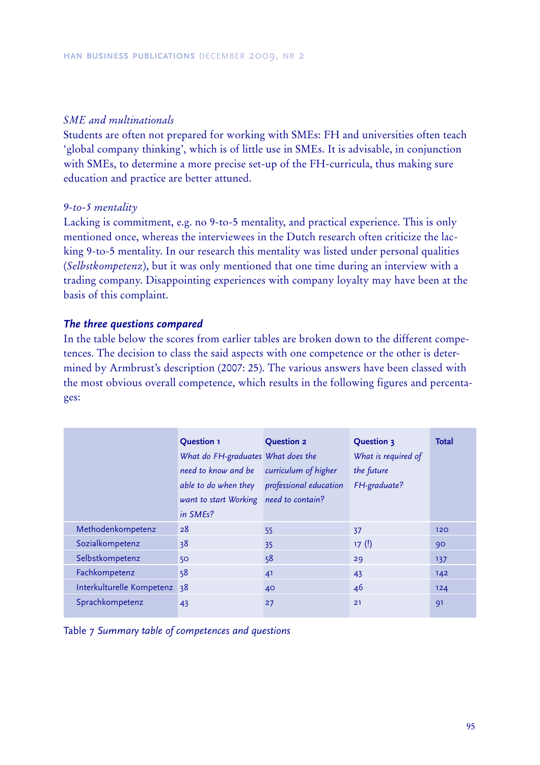*SME and multinationals*

Students are often not prepared for working with SMEs: FH and universities often teach 'global company thinking', which is of little use in SMEs. It is advisable, in conjunction with SMEs, to determine a more precise set-up of the FH-curricula, thus making sure education and practice are better attuned.

*9-to-5 mentality*

Lacking is commitment, e.g. no 9-to-5 mentality, and practical experience. This is only mentioned once, whereas the interviewees in the Dutch research often criticize the lacking 9-to-5 mentality. In our research this mentality was listed under personal qualities (*Selbstkompetenz*), but it was only mentioned that one time during an interview with a trading company. Disappointing experiences with company loyalty may have been at the basis of this complaint.

### *The three questions compared*

In the table below the scores from earlier tables are broken down to the different competences. The decision to class the said aspects with one competence or the other is determined by Armbrust's description (2007: 25). The various answers have been classed with the most obvious overall competence, which results in the following figures and percentages:

| | **Question 1** *What do FH-graduates need to know and be able to do when they want to start Working in SMEs?* | **Question 2** *What does the curriculum of higher professional education need to contain?* | **Question 3** *What is required of the future FH-graduate?* | **Total** |
|---|---|---|---|---|
| Methodenkompetenz | 28 | 55 | 37 | 120 |
| Sozialkompetenz | 38 | 35 | 17 (!) | 90 |
| Selbstkompetenz | 50 | 58 | 29 | 137 |
| Fachkompetenz | 58 | 41 | 43 | 142 |
| Interkulturelle Kompetenz | 38 | 40 | 46 | 124 |
| Sprachkompetenz | 43 | 27 | 21 | 91 |

Table 7 *Summary table of competences and questions*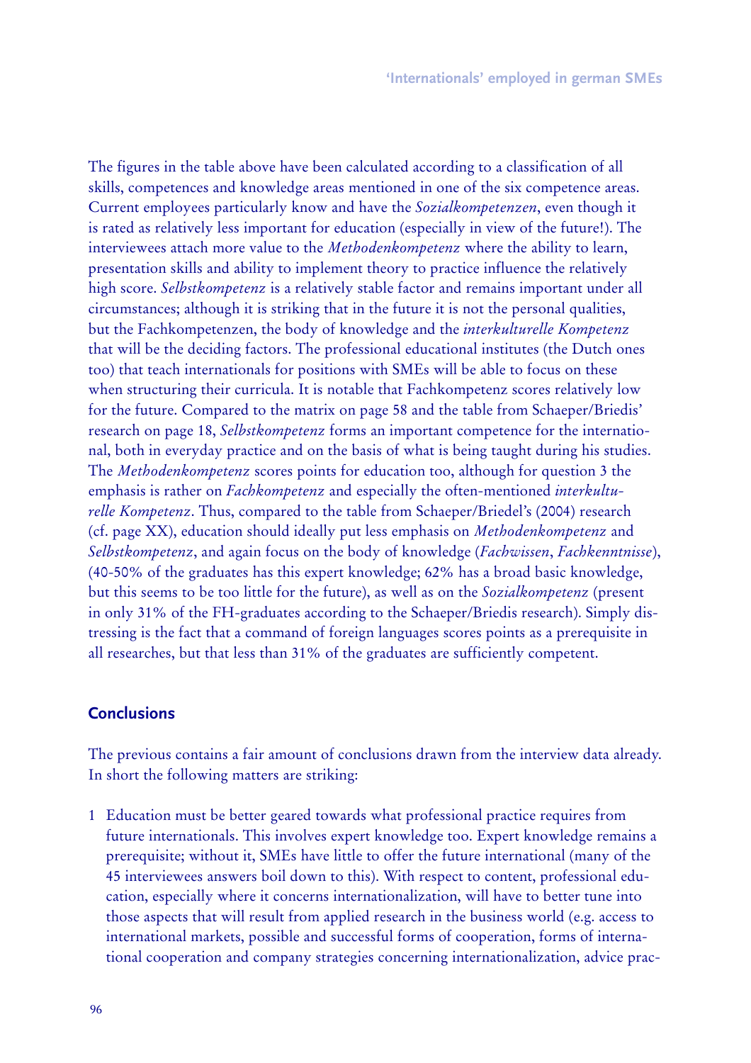The figures in the table above have been calculated according to a classification of all skills, competences and knowledge areas mentioned in one of the six competence areas. Current employees particularly know and have the *Sozialkompetenzen*, even though it is rated as relatively less important for education (especially in view of the future!). The interviewees attach more value to the *Methodenkompetenz* where the ability to learn, presentation skills and ability to implement theory to practice influence the relatively high score. *Selbstkompetenz* is a relatively stable factor and remains important under all circumstances; although it is striking that in the future it is not the personal qualities, but the Fachkompetenzen, the body of knowledge and the *interkulturelle Kompetenz* that will be the deciding factors. The professional educational institutes (the Dutch ones too) that teach internationals for positions with SMEs will be able to focus on these when structuring their curricula. It is notable that Fachkompetenz scores relatively low for the future. Compared to the matrix on page 58 and the table from Schaeper/Briedis' research on page 18, *Selbstkompetenz* forms an important competence for the international, both in everyday practice and on the basis of what is being taught during his studies. The *Methodenkompetenz* scores points for education too, although for question 3 the emphasis is rather on *Fachkompetenz* and especially the often-mentioned *interkulturelle Kompetenz*. Thus, compared to the table from Schaeper/Briedel's (2004) research (cf. page XX), education should ideally put less emphasis on *Methodenkompetenz* and *Selbstkompetenz*, and again focus on the body of knowledge (*Fachwissen*, *Fachkenntnisse*), (40-50% of the graduates has this expert knowledge; 62% has a broad basic knowledge, but this seems to be too little for the future), as well as on the *Sozialkompetenz* (present in only 31% of the FH-graduates according to the Schaeper/Briedis research). Simply distressing is the fact that a command of foreign languages scores points as a prerequisite in all researches, but that less than 31% of the graduates are sufficiently competent.

## Conclusions

The previous contains a fair amount of conclusions drawn from the interview data already. In short the following matters are striking:

1 Education must be better geared towards what professional practice requires from future internationals. This involves expert knowledge too. Expert knowledge remains a prerequisite; without it, SMEs have little to offer the future international (many of the 45 interviewees answers boil down to this). With respect to content, professional education, especially where it concerns internationalization, will have to better tune into those aspects that will result from applied research in the business world (e.g. access to international markets, possible and successful forms of cooperation, forms of international cooperation and company strategies concerning internationalization, advice prac-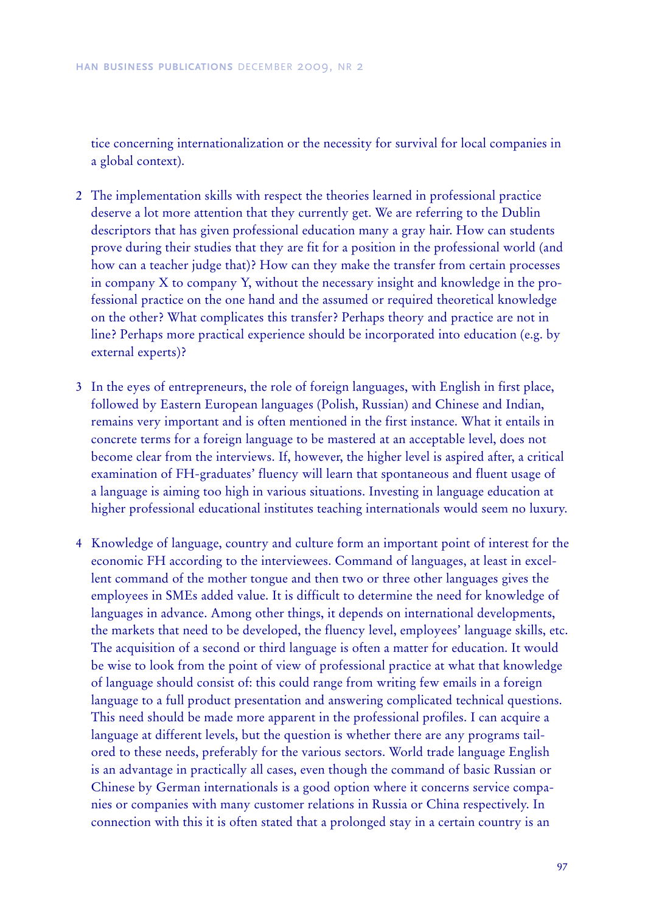tice concerning internationalization or the necessity for survival for local companies in a global context).

2 The implementation skills with respect the theories learned in professional practice deserve a lot more attention that they currently get. We are referring to the Dublin descriptors that has given professional education many a gray hair. How can students prove during their studies that they are fit for a position in the professional world (and how can a teacher judge that)? How can they make the transfer from certain processes in company X to company Y, without the necessary insight and knowledge in the professional practice on the one hand and the assumed or required theoretical knowledge on the other? What complicates this transfer? Perhaps theory and practice are not in line? Perhaps more practical experience should be incorporated into education (e.g. by external experts)?

3 In the eyes of entrepreneurs, the role of foreign languages, with English in first place, followed by Eastern European languages (Polish, Russian) and Chinese and Indian, remains very important and is often mentioned in the first instance. What it entails in concrete terms for a foreign language to be mastered at an acceptable level, does not become clear from the interviews. If, however, the higher level is aspired after, a critical examination of FH-graduates' fluency will learn that spontaneous and fluent usage of a language is aiming too high in various situations. Investing in language education at higher professional educational institutes teaching internationals would seem no luxury.

4 Knowledge of language, country and culture form an important point of interest for the economic FH according to the interviewees. Command of languages, at least in excellent command of the mother tongue and then two or three other languages gives the employees in SMEs added value. It is difficult to determine the need for knowledge of languages in advance. Among other things, it depends on international developments, the markets that need to be developed, the fluency level, employees' language skills, etc. The acquisition of a second or third language is often a matter for education. It would be wise to look from the point of view of professional practice at what that knowledge of language should consist of: this could range from writing few emails in a foreign language to a full product presentation and answering complicated technical questions. This need should be made more apparent in the professional profiles. I can acquire a language at different levels, but the question is whether there are any programs tailored to these needs, preferably for the various sectors. World trade language English is an advantage in practically all cases, even though the command of basic Russian or Chinese by German internationals is a good option where it concerns service companies or companies with many customer relations in Russia or China respectively. In connection with this it is often stated that a prolonged stay in a certain country is an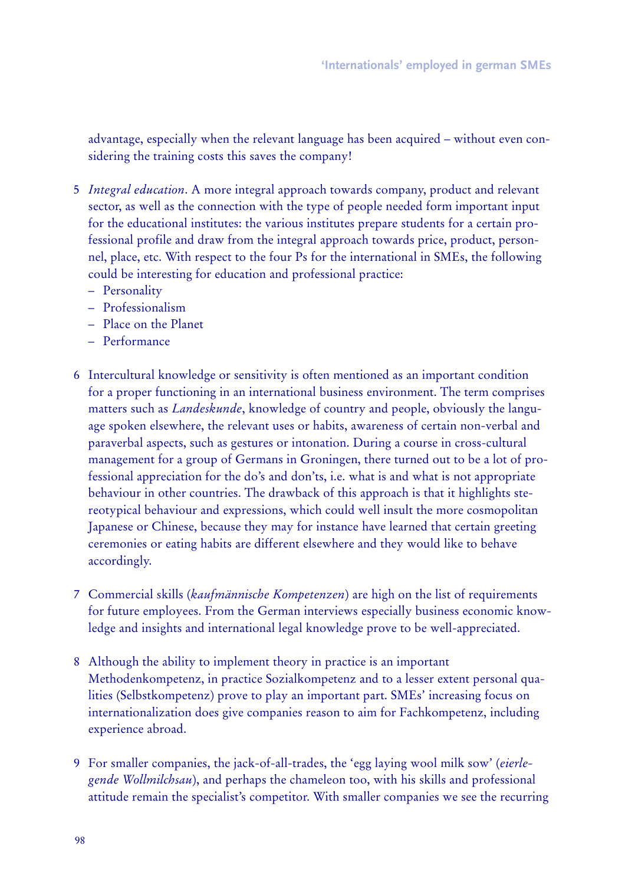advantage, especially when the relevant language has been acquired – without even considering the training costs this saves the company!

5 *Integral education*. A more integral approach towards company, product and relevant sector, as well as the connection with the type of people needed form important input for the educational institutes: the various institutes prepare students for a certain professional profile and draw from the integral approach towards price, product, personnel, place, etc. With respect to the four Ps for the international in SMEs, the following could be interesting for education and professional practice:
   - Personality
   - Professionalism
   - Place on the Planet
   - Performance

6 Intercultural knowledge or sensitivity is often mentioned as an important condition for a proper functioning in an international business environment. The term comprises matters such as *Landeskunde*, knowledge of country and people, obviously the language spoken elsewhere, the relevant uses or habits, awareness of certain non-verbal and paraverbal aspects, such as gestures or intonation. During a course in cross-cultural management for a group of Germans in Groningen, there turned out to be a lot of professional appreciation for the do's and don'ts, i.e. what is and what is not appropriate behaviour in other countries. The drawback of this approach is that it highlights stereotypical behaviour and expressions, which could well insult the more cosmopolitan Japanese or Chinese, because they may for instance have learned that certain greeting ceremonies or eating habits are different elsewhere and they would like to behave accordingly.

7 Commercial skills (*kaufmännische Kompetenzen*) are high on the list of requirements for future employees. From the German interviews especially business economic knowledge and insights and international legal knowledge prove to be well-appreciated.

8 Although the ability to implement theory in practice is an important Methodenkompetenz, in practice Sozialkompetenz and to a lesser extent personal qualities (Selbstkompetenz) prove to play an important part. SMEs' increasing focus on internationalization does give companies reason to aim for Fachkompetenz, including experience abroad.

9 For smaller companies, the jack-of-all-trades, the 'egg laying wool milk sow' (*eierlegende Wollmilchsau*), and perhaps the chameleon too, with his skills and professional attitude remain the specialist's competitor. With smaller companies we see the recurring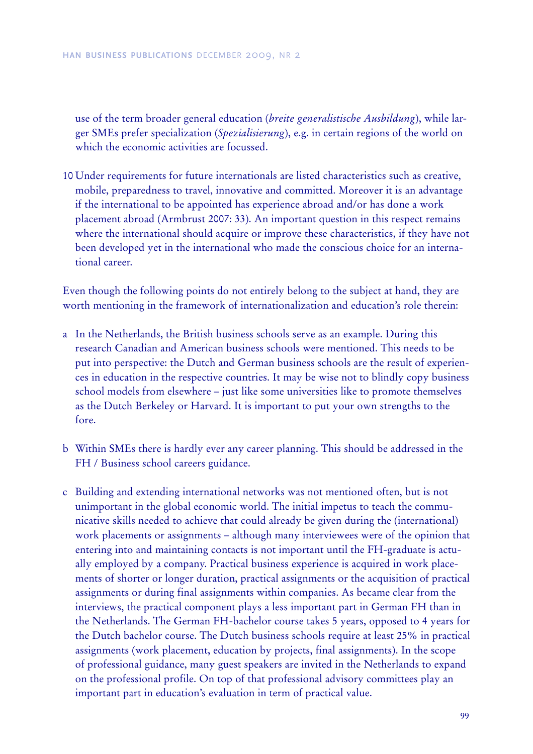use of the term broader general education (*breite generalistische Ausbildung*), while larger SMEs prefer specialization (*Spezialisierung*), e.g. in certain regions of the world on which the economic activities are focussed.

10 Under requirements for future internationals are listed characteristics such as creative, mobile, preparedness to travel, innovative and committed. Moreover it is an advantage if the international to be appointed has experience abroad and/or has done a work placement abroad (Armbrust 2007: 33). An important question in this respect remains where the international should acquire or improve these characteristics, if they have not been developed yet in the international who made the conscious choice for an international career.

Even though the following points do not entirely belong to the subject at hand, they are worth mentioning in the framework of internationalization and education's role therein:

a In the Netherlands, the British business schools serve as an example. During this research Canadian and American business schools were mentioned. This needs to be put into perspective: the Dutch and German business schools are the result of experiences in education in the respective countries. It may be wise not to blindly copy business school models from elsewhere – just like some universities like to promote themselves as the Dutch Berkeley or Harvard. It is important to put your own strengths to the fore.

b Within SMEs there is hardly ever any career planning. This should be addressed in the FH / Business school careers guidance.

c Building and extending international networks was not mentioned often, but is not unimportant in the global economic world. The initial impetus to teach the communicative skills needed to achieve that could already be given during the (international) work placements or assignments – although many interviewees were of the opinion that entering into and maintaining contacts is not important until the FH-graduate is actually employed by a company. Practical business experience is acquired in work placements of shorter or longer duration, practical assignments or the acquisition of practical assignments or during final assignments within companies. As became clear from the interviews, the practical component plays a less important part in German FH than in the Netherlands. The German FH-bachelor course takes 5 years, opposed to 4 years for the Dutch bachelor course. The Dutch business schools require at least 25% in practical assignments (work placement, education by projects, final assignments). In the scope of professional guidance, many guest speakers are invited in the Netherlands to expand on the professional profile. On top of that professional advisory committees play an important part in education's evaluation in term of practical value.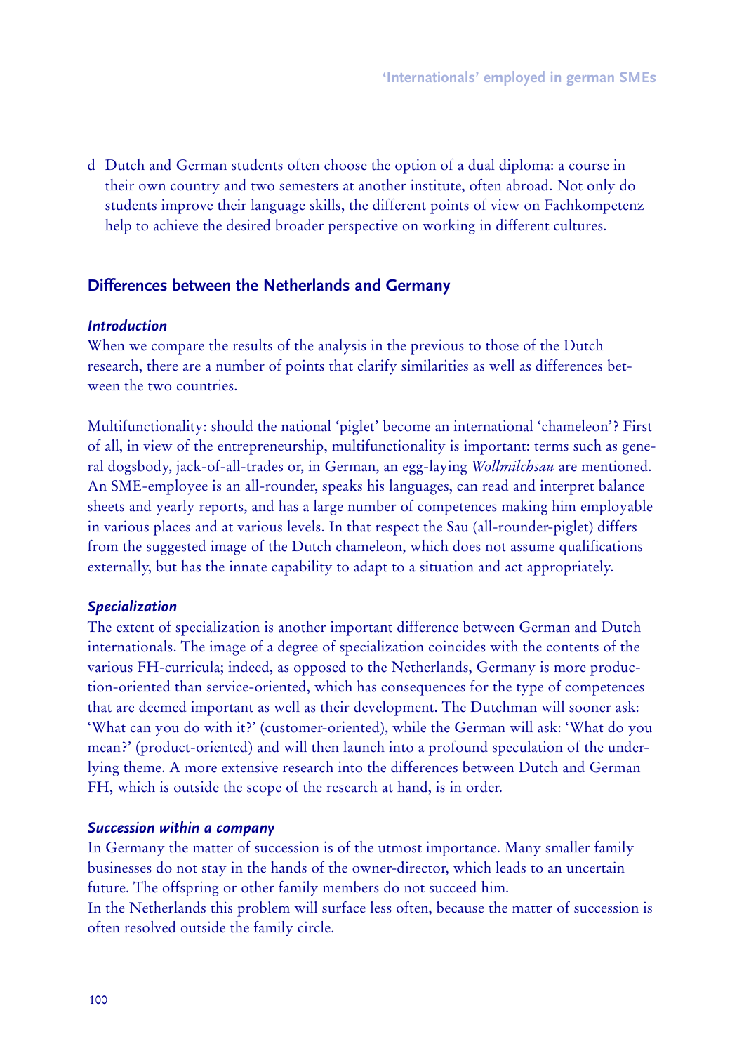d Dutch and German students often choose the option of a dual diploma: a course in their own country and two semesters at another institute, often abroad. Not only do students improve their language skills, the different points of view on Fachkompetenz help to achieve the desired broader perspective on working in different cultures.

## Differences between the Netherlands and Germany

### *Introduction*

When we compare the results of the analysis in the previous to those of the Dutch research, there are a number of points that clarify similarities as well as differences between the two countries.

Multifunctionality: should the national 'piglet' become an international 'chameleon'? First of all, in view of the entrepreneurship, multifunctionality is important: terms such as general dogsbody, jack-of-all-trades or, in German, an egg-laying *Wollmilchsau* are mentioned. An SME-employee is an all-rounder, speaks his languages, can read and interpret balance sheets and yearly reports, and has a large number of competences making him employable in various places and at various levels. In that respect the Sau (all-rounder-piglet) differs from the suggested image of the Dutch chameleon, which does not assume qualifications externally, but has the innate capability to adapt to a situation and act appropriately.

### *Specialization*

The extent of specialization is another important difference between German and Dutch internationals. The image of a degree of specialization coincides with the contents of the various FH-curricula; indeed, as opposed to the Netherlands, Germany is more production-oriented than service-oriented, which has consequences for the type of competences that are deemed important as well as their development. The Dutchman will sooner ask: 'What can you do with it?' (customer-oriented), while the German will ask: 'What do you mean?' (product-oriented) and will then launch into a profound speculation of the underlying theme. A more extensive research into the differences between Dutch and German FH, which is outside the scope of the research at hand, is in order.

### *Succession within a company*

In Germany the matter of succession is of the utmost importance. Many smaller family businesses do not stay in the hands of the owner-director, which leads to an uncertain future. The offspring or other family members do not succeed him.
In the Netherlands this problem will surface less often, because the matter of succession is often resolved outside the family circle.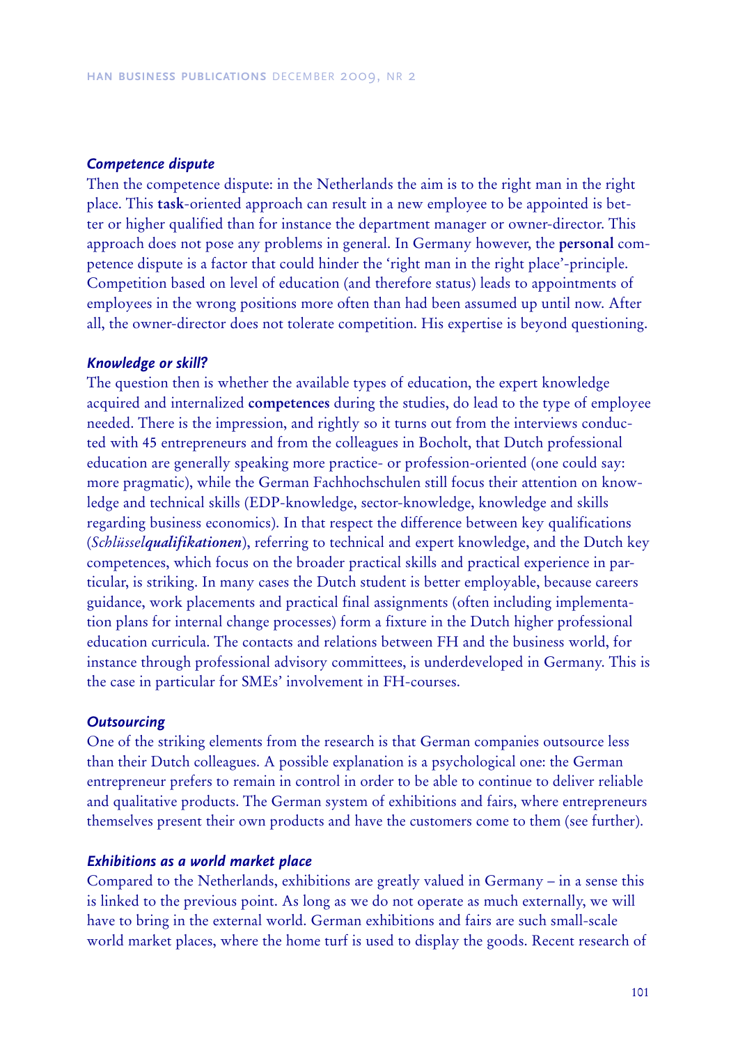### *Competence dispute*

Then the competence dispute: in the Netherlands the aim is to the right man in the right place. This **task**-oriented approach can result in a new employee to be appointed is better or higher qualified than for instance the department manager or owner-director. This approach does not pose any problems in general. In Germany however, the **personal** competence dispute is a factor that could hinder the 'right man in the right place'-principle. Competition based on level of education (and therefore status) leads to appointments of employees in the wrong positions more often than had been assumed up until now. After all, the owner-director does not tolerate competition. His expertise is beyond questioning.

### *Knowledge or skill?*

The question then is whether the available types of education, the expert knowledge acquired and internalized **competences** during the studies, do lead to the type of employee needed. There is the impression, and rightly so it turns out from the interviews conducted with 45 entrepreneurs and from the colleagues in Bocholt, that Dutch professional education are generally speaking more practice- or profession-oriented (one could say: more pragmatic), while the German Fachhochschulen still focus their attention on knowledge and technical skills (EDP-knowledge, sector-knowledge, knowledge and skills regarding business economics). In that respect the difference between key qualifications (*Schlüssel**qualifikationen***), referring to technical and expert knowledge, and the Dutch key competences, which focus on the broader practical skills and practical experience in particular, is striking. In many cases the Dutch student is better employable, because careers guidance, work placements and practical final assignments (often including implementation plans for internal change processes) form a fixture in the Dutch higher professional education curricula. The contacts and relations between FH and the business world, for instance through professional advisory committees, is underdeveloped in Germany. This is the case in particular for SMEs' involvement in FH-courses.

### *Outsourcing*

One of the striking elements from the research is that German companies outsource less than their Dutch colleagues. A possible explanation is a psychological one: the German entrepreneur prefers to remain in control in order to be able to continue to deliver reliable and qualitative products. The German system of exhibitions and fairs, where entrepreneurs themselves present their own products and have the customers come to them (see further).

### *Exhibitions as a world market place*

Compared to the Netherlands, exhibitions are greatly valued in Germany – in a sense this is linked to the previous point. As long as we do not operate as much externally, we will have to bring in the external world. German exhibitions and fairs are such small-scale world market places, where the home turf is used to display the goods. Recent research of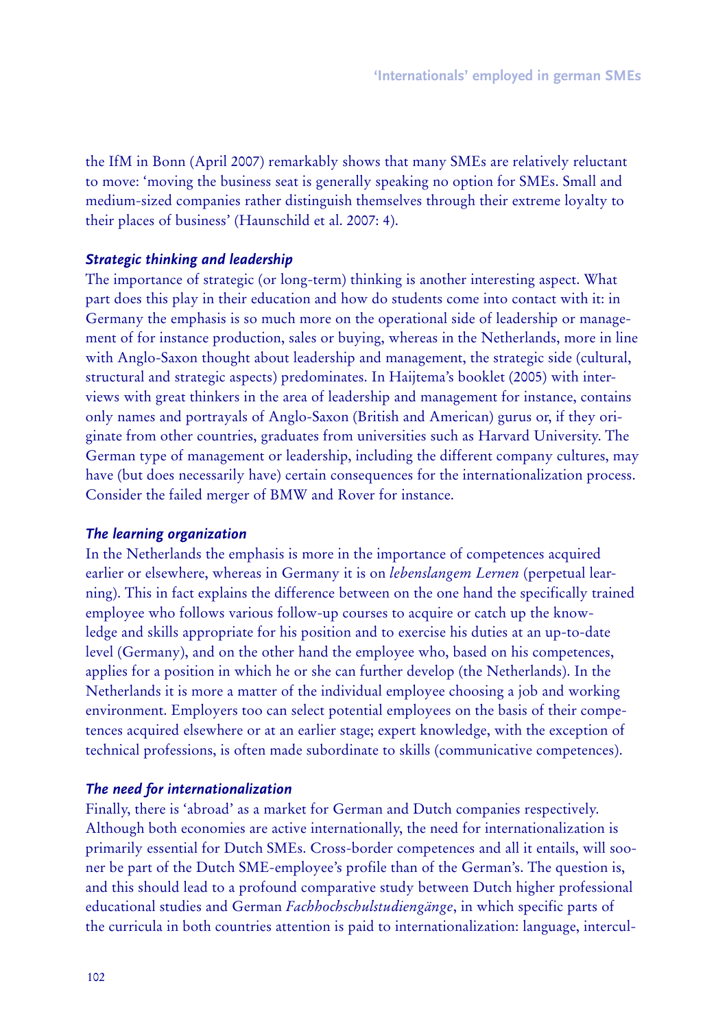the IfM in Bonn (April 2007) remarkably shows that many SMEs are relatively reluctant to move: 'moving the business seat is generally speaking no option for SMEs. Small and medium-sized companies rather distinguish themselves through their extreme loyalty to their places of business' (Haunschild et al. 2007: 4).

### *Strategic thinking and leadership*

The importance of strategic (or long-term) thinking is another interesting aspect. What part does this play in their education and how do students come into contact with it: in Germany the emphasis is so much more on the operational side of leadership or management of for instance production, sales or buying, whereas in the Netherlands, more in line with Anglo-Saxon thought about leadership and management, the strategic side (cultural, structural and strategic aspects) predominates. In Haijtema's booklet (2005) with interviews with great thinkers in the area of leadership and management for instance, contains only names and portrayals of Anglo-Saxon (British and American) gurus or, if they originate from other countries, graduates from universities such as Harvard University. The German type of management or leadership, including the different company cultures, may have (but does necessarily have) certain consequences for the internationalization process. Consider the failed merger of BMW and Rover for instance.

### *The learning organization*

In the Netherlands the emphasis is more in the importance of competences acquired earlier or elsewhere, whereas in Germany it is on *lebenslangem Lernen* (perpetual learning). This in fact explains the difference between on the one hand the specifically trained employee who follows various follow-up courses to acquire or catch up the knowledge and skills appropriate for his position and to exercise his duties at an up-to-date level (Germany), and on the other hand the employee who, based on his competences, applies for a position in which he or she can further develop (the Netherlands). In the Netherlands it is more a matter of the individual employee choosing a job and working environment. Employers too can select potential employees on the basis of their competences acquired elsewhere or at an earlier stage; expert knowledge, with the exception of technical professions, is often made subordinate to skills (communicative competences).

### *The need for internationalization*

Finally, there is 'abroad' as a market for German and Dutch companies respectively. Although both economies are active internationally, the need for internationalization is primarily essential for Dutch SMEs. Cross-border competences and all it entails, will sooner be part of the Dutch SME-employee's profile than of the German's. The question is, and this should lead to a profound comparative study between Dutch higher professional educational studies and German *Fachhochschulstudiengänge*, in which specific parts of the curricula in both countries attention is paid to internationalization: language, intercul-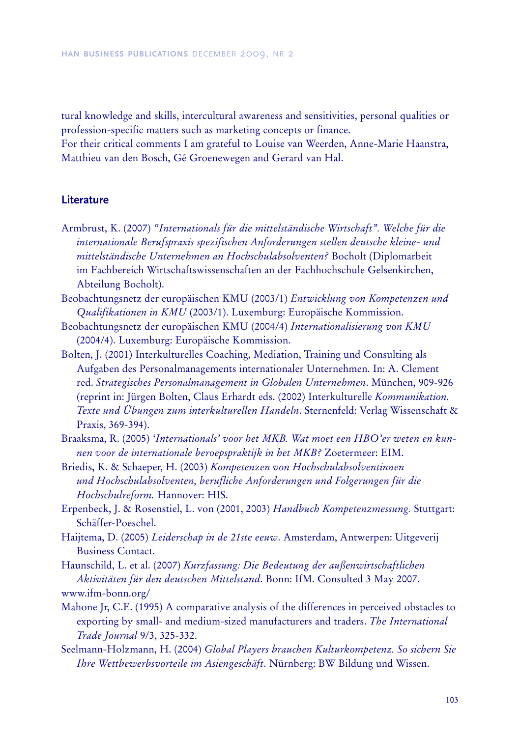tural knowledge and skills, intercultural awareness and sensitivities, personal qualities or profession-specific matters such as marketing concepts or finance.
For their critical comments I am grateful to Louise van Weerden, Anne-Marie Haanstra, Matthieu van den Bosch, Gé Groenewegen and Gerard van Hal.

## Literature

Armbrust, K. (2007) *"Internationals für die mittelständische Wirtschaft". Welche für die internationale Berufspraxis spezifischen Anforderungen stellen deutsche kleine- und mittelständische Unternehmen an Hochschulabsolventen?* Bocholt (Diplomarbeit im Fachbereich Wirtschaftswissenschaften an der Fachhochschule Gelsenkirchen, Abteilung Bocholt).

Beobachtungsnetz der europäischen KMU (2003/1) *Entwicklung von Kompetenzen und Qualifikationen in KMU* (2003/1). Luxemburg: Europäische Kommission.

Beobachtungsnetz der europäischen KMU (2004/4) *Internationalisierung von KMU* (2004/4). Luxemburg: Europäische Kommission.

Bolten, J. (2001) Interkulturelles Coaching, Mediation, Training und Consulting als Aufgaben des Personalmanagements internationaler Unternehmen. In: A. Clement red. *Strategisches Personalmanagement in Globalen Unternehmen*. München, 909-926 (reprint in: Jürgen Bolten, Claus Erhardt eds. (2002) Interkulturelle *Kommunikation. Texte und Übungen zum interkulturellen Handeln*. Sternenfeld: Verlag Wissenschaft & Praxis, 369-394).

Braaksma, R. (2005) *'Internationals' voor het MKB. Wat moet een HBO'er weten en kunnen voor de internationale beroepspraktijk in het MKB?* Zoetermeer: EIM.

Briedis, K. & Schaeper, H. (2003) *Kompetenzen von Hochschulabsolventinnen und Hochschulabsolventen, berufliche Anforderungen und Folgerungen für die Hochschulreform.* Hannover: HIS.

Erpenbeck, J. & Rosenstiel, L. von (2001, 2003) *Handbuch Kompetenzmessung.* Stuttgart: Schäffer-Poeschel.

Haijtema, D. (2005) *Leiderschap in de 21ste eeuw*. Amsterdam, Antwerpen: Uitgeverij Business Contact.

Haunschild, L. et al. (2007) *Kurzfassung: Die Bedeutung der außenwirtschaftlichen Aktivitäten für den deutschen Mittelstand*. Bonn: IfM. Consulted 3 May 2007.
www.ifm-bonn.org/

Mahone Jr, C.E. (1995) A comparative analysis of the differences in perceived obstacles to exporting by small- and medium-sized manufacturers and traders. *The International Trade Journal* 9/3, 325-332.

Seelmann-Holzmann, H. (2004) *Global Players brauchen Kulturkompetenz. So sichern Sie Ihre Wettbewerbsvorteile im Asiengeschäft*. Nürnberg: BW Bildung und Wissen.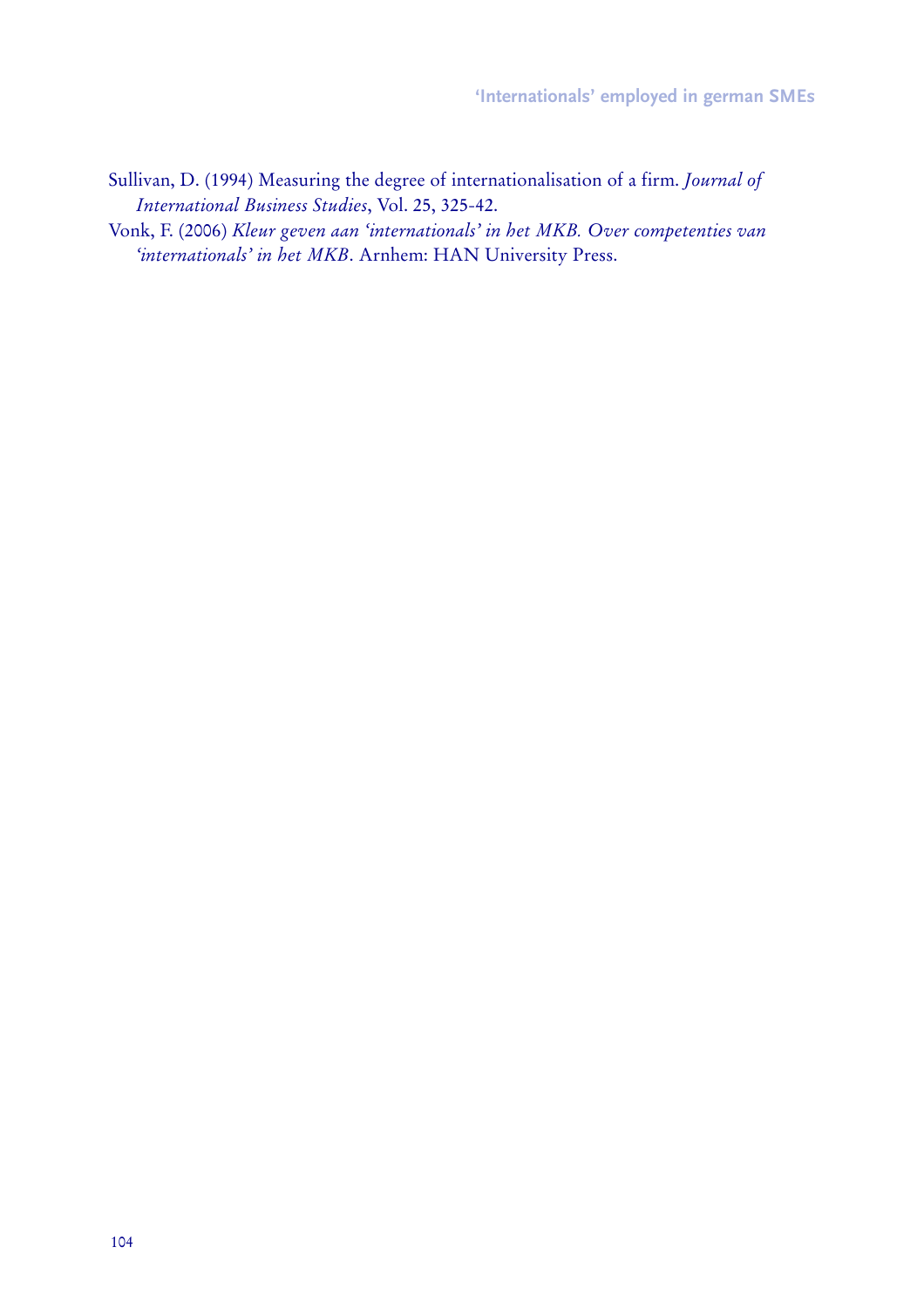Sullivan, D. (1994) Measuring the degree of internationalisation of a firm. *Journal of International Business Studies*, Vol. 25, 325-42.

Vonk, F. (2006) *Kleur geven aan 'internationals' in het MKB. Over competenties van 'internationals' in het MKB*. Arnhem: HAN University Press.